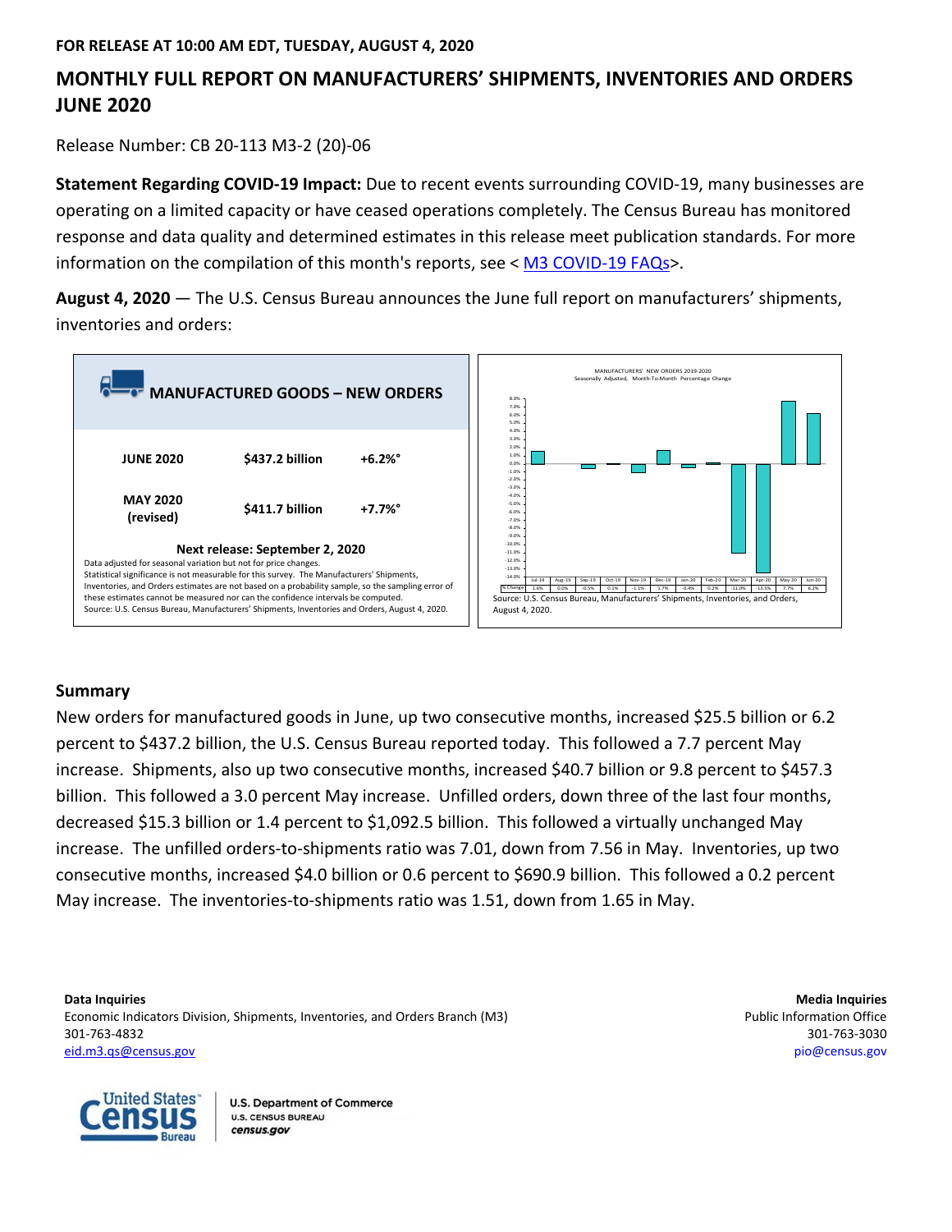FOR RELEASE AT 10:00 AM EDT, TUESDAY, AUGUST 4, 2020

# MONTHLY FULL REPORT ON MANUFACTURERS' SHIPMENTS, INVENTORIES AND ORDERS JUNE 2020

Release Number: CB 20-113 M3-2 (20)-06

**Statement Regarding COVID-19 Impact:** Due to recent events surrounding COVID-19, many businesses are operating on a limited capacity or have ceased operations completely. The Census Bureau has monitored response and data quality and determined estimates in this release meet publication standards. For more information on the compilation of this month's reports, see < M3 COVID-19 FAQs>.

**August 4, 2020** — The U.S. Census Bureau announces the June full report on manufacturers' shipments, inventories and orders:

## MANUFACTURED GOODS – NEW ORDERS

| | | |
|---|---|---|
| **JUNE 2020** | **$437.2 billion** | **+6.2%°** |
| **MAY 2020 (revised)** | **$411.7 billion** | **+7.7%°** |

**Next release: September 2, 2020**

Data adjusted for seasonal variation but not for price changes.
Statistical significance is not measurable for this survey. The Manufacturers' Shipments, Inventories, and Orders estimates are not based on a probability sample, so the sampling error of these estimates cannot be measured nor can the confidence intervals be computed.
Source: U.S. Census Bureau, Manufacturers' Shipments, Inventories and Orders, August 4, 2020.

MANUFACTURERS' NEW ORDERS 2019-2020
Seasonally Adjusted, Month-To-Month Percentage Change

| | Jul-19 | Aug-19 | Sep-19 | Oct-19 | Nov-19 | Dec-19 | Jan-20 | Feb-20 | Mar-20 | Apr-20 | May-20 | Jun-20 |
|---|---|---|---|---|---|---|---|---|---|---|---|---|
| % Change | 1.6% | 0.0% | -0.5% | 0.1% | -1.1% | 1.7% | -0.4% | 0.2% | -11.0% | -13.5% | 7.7% | 6.2% |

Source: U.S. Census Bureau, Manufacturers' Shipments, Inventories, and Orders, August 4, 2020.

## Summary

New orders for manufactured goods in June, up two consecutive months, increased $25.5 billion or 6.2 percent to $437.2 billion, the U.S. Census Bureau reported today. This followed a 7.7 percent May increase. Shipments, also up two consecutive months, increased $40.7 billion or 9.8 percent to $457.3 billion. This followed a 3.0 percent May increase. Unfilled orders, down three of the last four months, decreased $15.3 billion or 1.4 percent to $1,092.5 billion. This followed a virtually unchanged May increase. The unfilled orders-to-shipments ratio was 7.01, down from 7.56 in May. Inventories, up two consecutive months, increased $4.0 billion or 0.6 percent to $690.9 billion. This followed a 0.2 percent May increase. The inventories-to-shipments ratio was 1.51, down from 1.65 in May.

**Data Inquiries**
Economic Indicators Division, Shipments, Inventories, and Orders Branch (M3)
301-763-4832
eid.m3.qs@census.gov

**Media Inquiries**
Public Information Office
301-763-3030
pio@census.gov

United States Census Bureau
U.S. Department of Commerce
U.S. CENSUS BUREAU
census.gov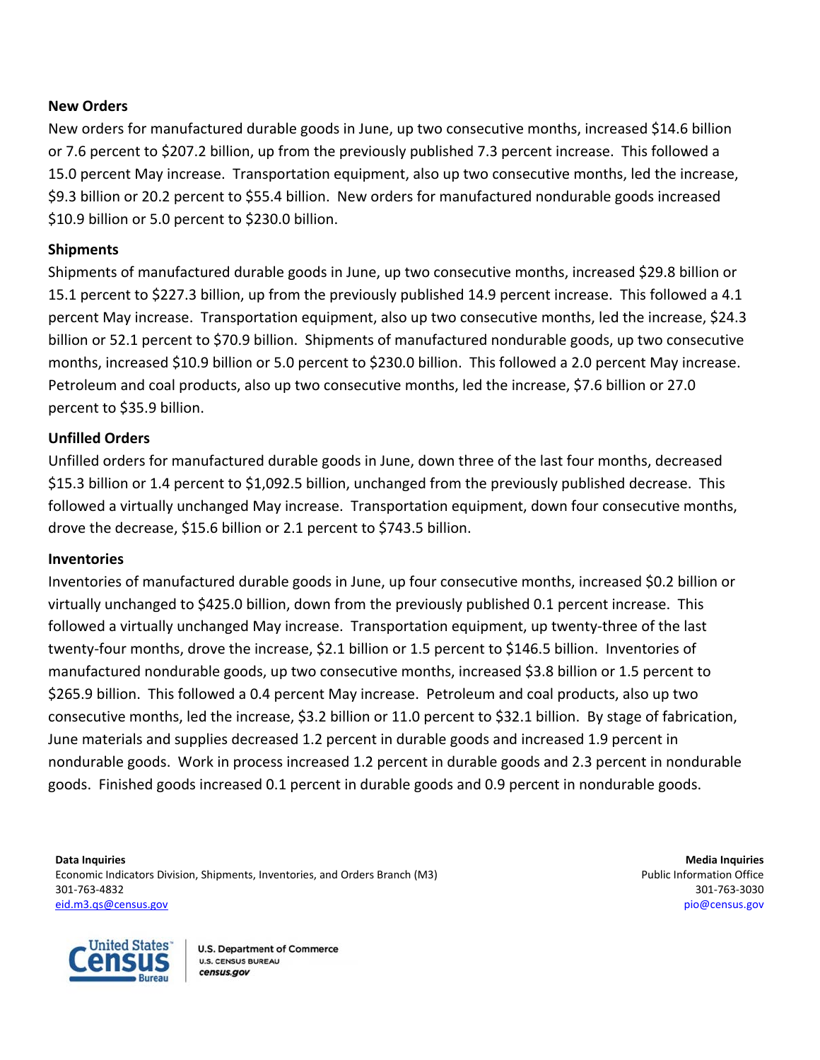### New Orders

New orders for manufactured durable goods in June, up two consecutive months, increased $14.6 billion or 7.6 percent to $207.2 billion, up from the previously published 7.3 percent increase. This followed a 15.0 percent May increase. Transportation equipment, also up two consecutive months, led the increase, $9.3 billion or 20.2 percent to $55.4 billion. New orders for manufactured nondurable goods increased $10.9 billion or 5.0 percent to $230.0 billion.

### Shipments

Shipments of manufactured durable goods in June, up two consecutive months, increased $29.8 billion or 15.1 percent to $227.3 billion, up from the previously published 14.9 percent increase. This followed a 4.1 percent May increase. Transportation equipment, also up two consecutive months, led the increase, $24.3 billion or 52.1 percent to $70.9 billion. Shipments of manufactured nondurable goods, up two consecutive months, increased $10.9 billion or 5.0 percent to $230.0 billion. This followed a 2.0 percent May increase. Petroleum and coal products, also up two consecutive months, led the increase, $7.6 billion or 27.0 percent to $35.9 billion.

### Unfilled Orders

Unfilled orders for manufactured durable goods in June, down three of the last four months, decreased $15.3 billion or 1.4 percent to $1,092.5 billion, unchanged from the previously published decrease. This followed a virtually unchanged May increase. Transportation equipment, down four consecutive months, drove the decrease, $15.6 billion or 2.1 percent to $743.5 billion.

### Inventories

Inventories of manufactured durable goods in June, up four consecutive months, increased $0.2 billion or virtually unchanged to $425.0 billion, down from the previously published 0.1 percent increase. This followed a virtually unchanged May increase. Transportation equipment, up twenty-three of the last twenty-four months, drove the increase, $2.1 billion or 1.5 percent to $146.5 billion. Inventories of manufactured nondurable goods, up two consecutive months, increased $3.8 billion or 1.5 percent to $265.9 billion. This followed a 0.4 percent May increase. Petroleum and coal products, also up two consecutive months, led the increase, $3.2 billion or 11.0 percent to $32.1 billion. By stage of fabrication, June materials and supplies decreased 1.2 percent in durable goods and increased 1.9 percent in nondurable goods. Work in process increased 1.2 percent in durable goods and 2.3 percent in nondurable goods. Finished goods increased 0.1 percent in durable goods and 0.9 percent in nondurable goods.

**Data Inquiries**
Economic Indicators Division, Shipments, Inventories, and Orders Branch (M3)
301-763-4832
eid.m3.qs@census.gov

**Media Inquiries**
Public Information Office
301-763-3030
pio@census.gov

U.S. Department of Commerce
U.S. CENSUS BUREAU
census.gov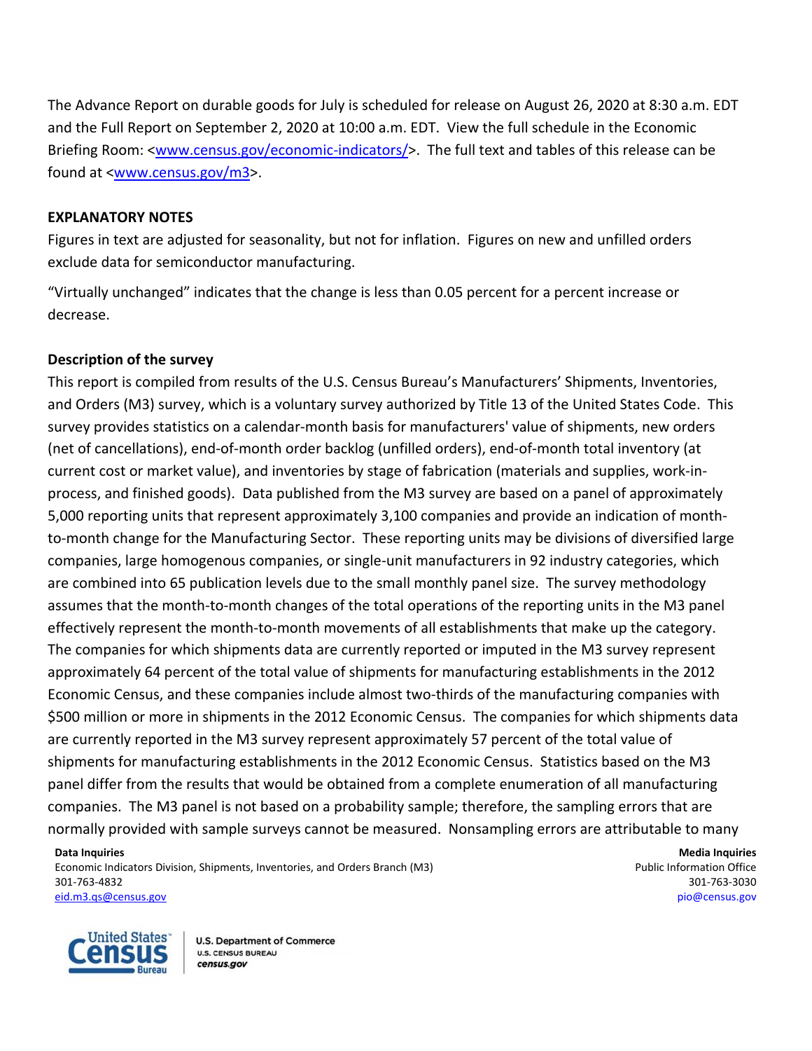The Advance Report on durable goods for July is scheduled for release on August 26, 2020 at 8:30 a.m. EDT and the Full Report on September 2, 2020 at 10:00 a.m. EDT. View the full schedule in the Economic Briefing Room: <www.census.gov/economic-indicators/>. The full text and tables of this release can be found at <www.census.gov/m3>.

**EXPLANATORY NOTES**

Figures in text are adjusted for seasonality, but not for inflation. Figures on new and unfilled orders exclude data for semiconductor manufacturing.

"Virtually unchanged" indicates that the change is less than 0.05 percent for a percent increase or decrease.

**Description of the survey**

This report is compiled from results of the U.S. Census Bureau's Manufacturers' Shipments, Inventories, and Orders (M3) survey, which is a voluntary survey authorized by Title 13 of the United States Code. This survey provides statistics on a calendar-month basis for manufacturers' value of shipments, new orders (net of cancellations), end-of-month order backlog (unfilled orders), end-of-month total inventory (at current cost or market value), and inventories by stage of fabrication (materials and supplies, work-in-process, and finished goods). Data published from the M3 survey are based on a panel of approximately 5,000 reporting units that represent approximately 3,100 companies and provide an indication of month-to-month change for the Manufacturing Sector. These reporting units may be divisions of diversified large companies, large homogenous companies, or single-unit manufacturers in 92 industry categories, which are combined into 65 publication levels due to the small monthly panel size. The survey methodology assumes that the month-to-month changes of the total operations of the reporting units in the M3 panel effectively represent the month-to-month movements of all establishments that make up the category. The companies for which shipments data are currently reported or imputed in the M3 survey represent approximately 64 percent of the total value of shipments for manufacturing establishments in the 2012 Economic Census, and these companies include almost two-thirds of the manufacturing companies with $500 million or more in shipments in the 2012 Economic Census. The companies for which shipments data are currently reported in the M3 survey represent approximately 57 percent of the total value of shipments for manufacturing establishments in the 2012 Economic Census. Statistics based on the M3 panel differ from the results that would be obtained from a complete enumeration of all manufacturing companies. The M3 panel is not based on a probability sample; therefore, the sampling errors that are normally provided with sample surveys cannot be measured. Nonsampling errors are attributable to many

**Data Inquiries**
Economic Indicators Division, Shipments, Inventories, and Orders Branch (M3)
301-763-4832
eid.m3.qs@census.gov

**Media Inquiries**
Public Information Office
301-763-3030
pio@census.gov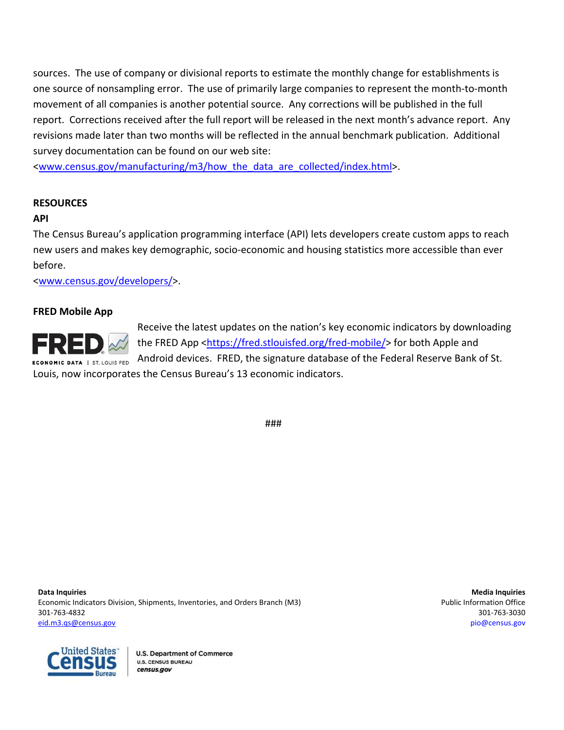sources. The use of company or divisional reports to estimate the monthly change for establishments is one source of nonsampling error. The use of primarily large companies to represent the month-to-month movement of all companies is another potential source. Any corrections will be published in the full report. Corrections received after the full report will be released in the next month's advance report. Any revisions made later than two months will be reflected in the annual benchmark publication. Additional survey documentation can be found on our web site: <www.census.gov/manufacturing/m3/how_the_data_are_collected/index.html>.

## RESOURCES

### API

The Census Bureau's application programming interface (API) lets developers create custom apps to reach new users and makes key demographic, socio-economic and housing statistics more accessible than ever before.
<www.census.gov/developers/>.

### FRED Mobile App

Receive the latest updates on the nation's key economic indicators by downloading the FRED App <https://fred.stlouisfed.org/fred-mobile/> for both Apple and Android devices. FRED, the signature database of the Federal Reserve Bank of St. Louis, now incorporates the Census Bureau's 13 economic indicators.

###

**Data Inquiries**
Economic Indicators Division, Shipments, Inventories, and Orders Branch (M3)
301-763-4832
eid.m3.qs@census.gov

**Media Inquiries**
Public Information Office
301-763-3030
pio@census.gov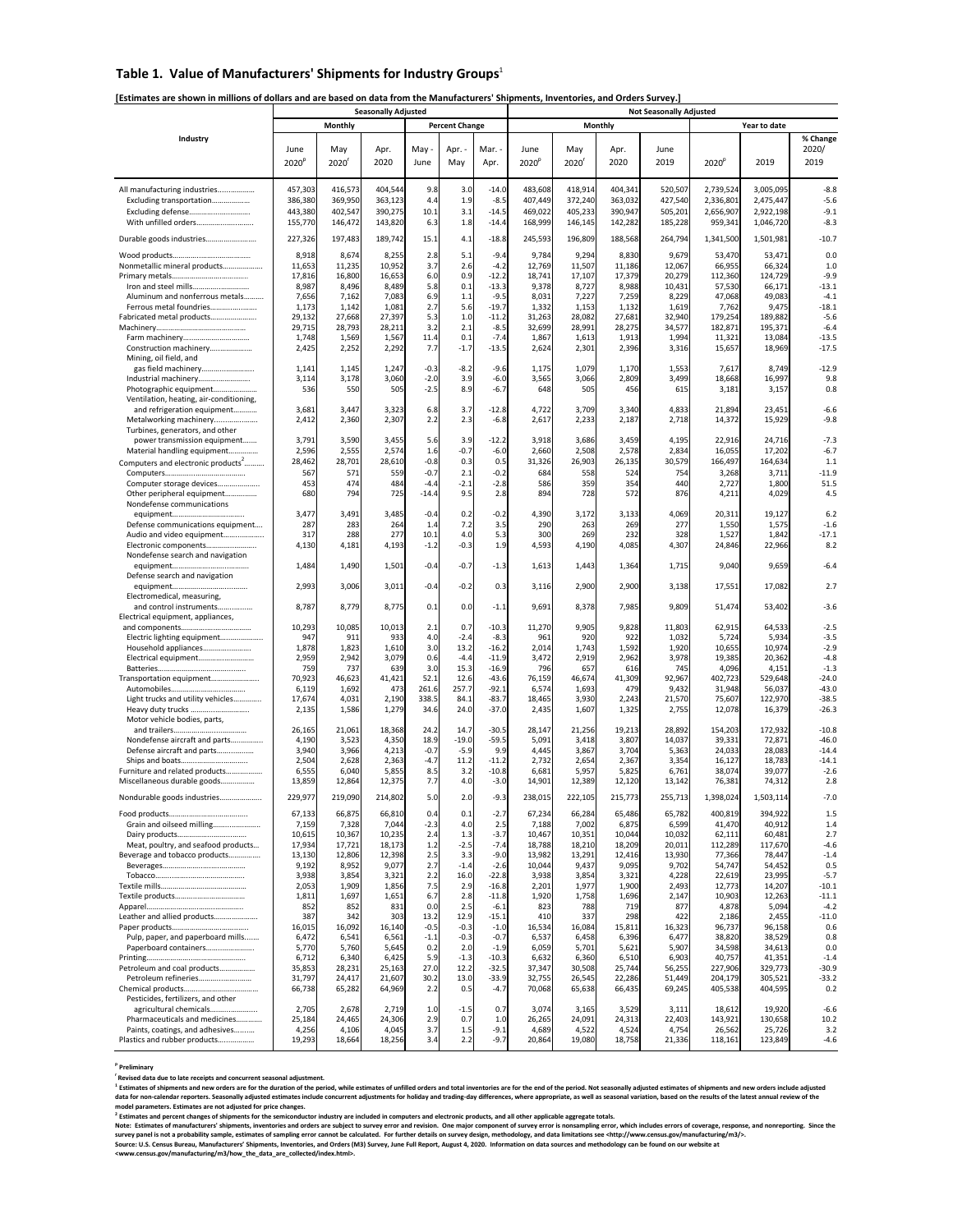## Table 1. Value of Manufacturers' Shipments for Industry Groups[1]

**[Estimates are shown in millions of dollars and are based on data from the Manufacturers' Shipments, Inventories, and Orders Survey.]**

| Industry | Seasonally Adjusted | | | | | | Not Seasonally Adjusted | | | | | | |
|---|---|---|---|---|---|---|---|---|---|---|---|---|---|
| | Monthly | | | Percent Change | | | Monthly | | | | Year to date | | |
| | June 2020[p] | May 2020[r] | Apr. 2020 | May - June | Apr. - May | Mar. - Apr. | June 2020[p] | May 2020[r] | Apr. 2020 | June 2019 | 2020[p] | 2019 | % Change 2020/ 2019 |
| All manufacturing industries | 457,303 | 416,573 | 404,544 | 9.8 | 3.0 | -14.0 | 483,608 | 418,914 | 404,341 | 520,507 | 2,739,524 | 3,005,095 | -8.8 |
| Excluding transportation | 386,380 | 369,950 | 363,123 | 4.4 | 1.9 | -8.5 | 407,449 | 372,240 | 363,032 | 427,540 | 2,336,801 | 2,475,447 | -5.6 |
| Excluding defense | 443,380 | 402,547 | 390,275 | 10.1 | 3.1 | -14.5 | 469,022 | 405,233 | 390,947 | 505,201 | 2,656,907 | 2,922,198 | -9.1 |
| With unfilled orders | 155,770 | 146,472 | 143,820 | 6.3 | 1.8 | -14.4 | 168,999 | 146,145 | 142,282 | 185,228 | 959,341 | 1,046,720 | -8.3 |
| Durable goods industries | 227,326 | 197,483 | 189,742 | 15.1 | 4.1 | -18.8 | 245,593 | 196,809 | 188,568 | 264,794 | 1,341,500 | 1,501,981 | -10.7 |
| Wood products | 8,918 | 8,674 | 8,255 | 2.8 | 5.1 | -9.4 | 9,784 | 9,294 | 8,830 | 9,679 | 53,470 | 53,471 | 0.0 |
| Nonmetallic mineral products | 11,653 | 11,235 | 10,952 | 3.7 | 2.6 | -4.2 | 12,769 | 11,507 | 11,186 | 12,067 | 66,955 | 66,324 | 1.0 |
| Primary metals | 17,816 | 16,800 | 16,653 | 6.0 | 0.9 | -12.2 | 18,741 | 17,107 | 17,379 | 20,279 | 112,360 | 124,729 | -9.9 |
| Iron and steel mills | 8,987 | 8,496 | 8,489 | 5.8 | 0.1 | -13.3 | 9,378 | 8,727 | 8,988 | 10,431 | 57,530 | 66,171 | -13.1 |
| Aluminum and nonferrous metals | 7,656 | 7,162 | 7,083 | 6.9 | 1.1 | -9.5 | 8,031 | 7,227 | 7,259 | 8,229 | 47,068 | 49,083 | -4.1 |
| Ferrous metal foundries | 1,173 | 1,142 | 1,081 | 2.7 | 5.6 | -19.7 | 1,332 | 1,153 | 1,132 | 1,619 | 7,762 | 9,475 | -18.1 |
| Fabricated metal products | 29,132 | 27,668 | 27,397 | 5.3 | 1.0 | -11.2 | 31,263 | 28,082 | 27,681 | 32,940 | 179,254 | 189,882 | -5.6 |
| Machinery | 29,715 | 28,793 | 28,211 | 3.2 | 2.1 | -8.5 | 32,699 | 28,991 | 28,275 | 34,577 | 182,871 | 195,371 | -6.4 |
| Farm machinery | 1,748 | 1,569 | 1,567 | 11.4 | 0.1 | -7.4 | 1,867 | 1,613 | 1,913 | 1,994 | 11,321 | 13,084 | -13.5 |
| Construction machinery | 2,425 | 2,252 | 2,292 | 7.7 | -1.7 | -13.5 | 2,624 | 2,301 | 2,396 | 3,316 | 15,657 | 18,969 | -17.5 |
| Mining, oil field, and gas field machinery | 1,141 | 1,145 | 1,247 | -0.3 | -8.2 | -9.6 | 1,175 | 1,079 | 1,170 | 1,553 | 7,617 | 8,749 | -12.9 |
| Industrial machinery | 3,114 | 3,178 | 3,060 | -2.0 | 3.9 | -6.0 | 3,565 | 3,066 | 2,809 | 3,499 | 18,668 | 16,997 | 9.8 |
| Photographic equipment | 536 | 550 | 505 | -2.5 | 8.9 | -6.7 | 648 | 505 | 456 | 615 | 3,181 | 3,157 | 0.8 |
| Ventilation, heating, air-conditioning, and refrigeration equipment | 3,681 | 3,447 | 3,323 | 6.8 | 3.7 | -12.8 | 4,722 | 3,709 | 3,340 | 4,833 | 21,894 | 23,451 | -6.6 |
| Metalworking machinery | 2,412 | 2,360 | 2,307 | 2.2 | 2.3 | -6.8 | 2,617 | 2,233 | 2,187 | 2,718 | 14,372 | 15,929 | -9.8 |
| Turbines, generators, and other power transmission equipment | 3,791 | 3,590 | 3,455 | 5.6 | 3.9 | -12.2 | 3,918 | 3,686 | 3,459 | 4,195 | 22,916 | 24,716 | -7.3 |
| Material handling equipment | 2,596 | 2,555 | 2,574 | 1.6 | -0.7 | -6.0 | 2,660 | 2,508 | 2,578 | 2,834 | 16,055 | 17,202 | -6.7 |
| Computers and electronic products[2] | 28,462 | 28,701 | 28,610 | -0.8 | 0.3 | 0.5 | 31,326 | 26,903 | 26,135 | 30,579 | 166,497 | 164,634 | 1.1 |
| Computers | 567 | 571 | 559 | -0.7 | 2.1 | -0.2 | 684 | 558 | 524 | 754 | 3,268 | 3,711 | -11.9 |
| Computer storage devices | 453 | 474 | 484 | -4.4 | -2.1 | -2.8 | 586 | 359 | 354 | 440 | 2,727 | 1,800 | 51.5 |
| Other peripheral equipment | 680 | 794 | 725 | -14.4 | 9.5 | 2.8 | 894 | 728 | 572 | 876 | 4,211 | 4,029 | 4.5 |
| Nondefense communications equipment | 3,477 | 3,491 | 3,485 | -0.4 | 0.2 | -0.2 | 4,390 | 3,172 | 3,133 | 4,069 | 20,311 | 19,127 | 6.2 |
| Defense communications equipment | 287 | 283 | 264 | 1.4 | 7.2 | 3.5 | 290 | 263 | 269 | 277 | 1,550 | 1,575 | -1.6 |
| Audio and video equipment | 317 | 288 | 277 | 10.1 | 4.0 | 5.3 | 300 | 269 | 232 | 328 | 1,527 | 1,842 | -17.1 |
| Electronic components | 4,130 | 4,181 | 4,193 | -1.2 | -0.3 | 1.9 | 4,593 | 4,190 | 4,085 | 4,307 | 24,846 | 22,966 | 8.2 |
| Nondefense search and navigation equipment | 1,484 | 1,490 | 1,501 | -0.4 | -0.7 | -1.3 | 1,613 | 1,443 | 1,364 | 1,715 | 9,040 | 9,659 | -6.4 |
| Defense search and navigation equipment | 2,993 | 3,006 | 3,011 | -0.4 | -0.2 | 0.3 | 3,116 | 2,900 | 2,900 | 3,138 | 17,551 | 17,082 | 2.7 |
| Electromedical, measuring, and control instruments | 8,787 | 8,779 | 8,775 | 0.1 | 0.0 | -1.1 | 9,691 | 8,378 | 7,985 | 9,809 | 51,474 | 53,402 | -3.6 |
| Electrical equipment, appliances, and components | 10,293 | 10,085 | 10,013 | 2.1 | 0.7 | -10.3 | 11,270 | 9,905 | 9,828 | 11,803 | 62,915 | 64,533 | -2.5 |
| Electric lighting equipment | 947 | 911 | 933 | 4.0 | -2.4 | -8.3 | 961 | 920 | 922 | 1,032 | 5,724 | 5,934 | -3.5 |
| Household appliances | 1,878 | 1,823 | 1,610 | 3.0 | 13.2 | -16.2 | 2,014 | 1,743 | 1,592 | 1,920 | 10,655 | 10,974 | -2.9 |
| Electrical equipment | 2,959 | 2,942 | 3,079 | 0.6 | -4.4 | -11.9 | 3,472 | 2,919 | 2,962 | 3,978 | 19,385 | 20,362 | -4.8 |
| Batteries | 759 | 737 | 639 | 3.0 | 15.3 | -16.9 | 796 | 657 | 616 | 745 | 4,096 | 4,151 | -1.3 |
| Transportation equipment | 70,923 | 46,623 | 41,421 | 52.1 | 12.6 | -43.6 | 76,159 | 46,674 | 41,309 | 92,967 | 402,723 | 529,648 | -24.0 |
| Automobiles | 6,119 | 1,692 | 473 | 261.6 | 257.7 | -92.1 | 6,574 | 1,693 | 479 | 9,432 | 31,948 | 56,037 | -43.0 |
| Light trucks and utility vehicles | 17,674 | 4,031 | 2,190 | 338.5 | 84.1 | -83.7 | 18,465 | 3,930 | 2,243 | 21,570 | 75,607 | 122,970 | -38.5 |
| Heavy duty trucks | 2,135 | 1,586 | 1,279 | 34.6 | 24.0 | -37.0 | 2,435 | 1,607 | 1,325 | 2,755 | 12,078 | 16,379 | -26.3 |
| Motor vehicle bodies, parts, and trailers | 26,165 | 21,061 | 18,368 | 24.2 | 14.7 | -30.5 | 28,147 | 21,256 | 19,213 | 28,892 | 154,203 | 172,932 | -10.8 |
| Nondefense aircraft and parts | 4,190 | 3,523 | 4,350 | 18.9 | -19.0 | -59.5 | 5,091 | 3,418 | 3,807 | 14,037 | 39,331 | 72,871 | -46.0 |
| Defense aircraft and parts | 3,940 | 3,966 | 4,213 | -0.7 | -5.9 | 9.9 | 4,445 | 3,867 | 3,704 | 5,363 | 24,033 | 28,083 | -14.4 |
| Ships and boats | 2,504 | 2,628 | 2,363 | -4.7 | 11.2 | -11.2 | 2,732 | 2,654 | 2,367 | 3,354 | 16,127 | 18,783 | -14.1 |
| Furniture and related products | 6,555 | 6,040 | 5,855 | 8.5 | 3.2 | -10.8 | 6,681 | 5,957 | 5,825 | 6,761 | 38,074 | 39,077 | -2.6 |
| Miscellaneous durable goods | 13,859 | 12,864 | 12,375 | 7.7 | 4.0 | -3.0 | 14,901 | 12,389 | 12,120 | 13,142 | 76,381 | 74,312 | 2.8 |
| Nondurable goods industries | 229,977 | 219,090 | 214,802 | 5.0 | 2.0 | -9.3 | 238,015 | 222,105 | 215,773 | 255,713 | 1,398,024 | 1,503,114 | -7.0 |
| Food products | 67,133 | 66,875 | 66,810 | 0.4 | 0.1 | -2.7 | 67,234 | 66,284 | 65,486 | 65,782 | 400,819 | 394,922 | 1.5 |
| Grain and oilseed milling | 7,159 | 7,328 | 7,044 | -2.3 | 4.0 | 2.5 | 7,188 | 7,002 | 6,875 | 6,599 | 41,470 | 40,912 | 1.4 |
| Dairy products | 10,615 | 10,367 | 10,235 | 2.4 | 1.3 | -3.7 | 10,467 | 10,351 | 10,044 | 10,032 | 62,111 | 60,481 | 2.7 |
| Meat, poultry, and seafood products | 17,934 | 17,721 | 18,173 | 1.2 | -2.5 | -7.4 | 18,788 | 18,210 | 18,209 | 20,011 | 112,289 | 117,670 | -4.6 |
| Beverage and tobacco products | 13,130 | 12,806 | 12,398 | 2.5 | 3.3 | -9.0 | 13,982 | 13,291 | 12,416 | 13,930 | 77,366 | 78,447 | -1.4 |
| Beverages | 9,192 | 8,952 | 9,077 | 2.7 | -1.4 | -2.6 | 10,044 | 9,437 | 9,095 | 9,702 | 54,747 | 54,452 | 0.5 |
| Tobacco | 3,938 | 3,854 | 3,321 | 2.2 | 16.0 | -22.8 | 3,938 | 3,854 | 3,321 | 4,228 | 22,619 | 23,995 | -5.7 |
| Textile mills | 2,053 | 1,909 | 1,856 | 7.5 | 2.9 | -16.8 | 2,201 | 1,977 | 1,900 | 2,493 | 12,773 | 14,207 | -10.1 |
| Textile products | 1,811 | 1,697 | 1,651 | 6.7 | 2.8 | -11.8 | 1,920 | 1,758 | 1,696 | 2,147 | 10,903 | 12,263 | -11.1 |
| Apparel | 852 | 852 | 831 | 0.0 | 2.5 | -6.1 | 823 | 788 | 719 | 877 | 4,878 | 5,094 | -4.2 |
| Leather and allied products | 387 | 342 | 303 | 13.2 | 12.9 | -15.1 | 410 | 337 | 298 | 422 | 2,186 | 2,455 | -11.0 |
| Paper products | 16,015 | 16,092 | 16,140 | -0.5 | -0.3 | -1.0 | 16,534 | 16,084 | 15,811 | 16,323 | 96,737 | 96,158 | 0.6 |
| Pulp, paper, and paperboard mills | 6,472 | 6,541 | 6,561 | -1.1 | -0.3 | -0.7 | 6,537 | 6,458 | 6,396 | 6,477 | 38,820 | 38,529 | 0.8 |
| Paperboard containers | 5,770 | 5,760 | 5,645 | 0.2 | 2.0 | -1.9 | 6,059 | 5,701 | 5,621 | 5,907 | 34,598 | 34,613 | 0.0 |
| Printing | 6,712 | 6,340 | 6,425 | 5.9 | -1.3 | -10.3 | 6,632 | 6,360 | 6,510 | 6,903 | 40,757 | 41,351 | -1.4 |
| Petroleum and coal products | 35,853 | 28,231 | 25,163 | 27.0 | 12.2 | -32.5 | 37,347 | 30,508 | 25,744 | 56,255 | 227,906 | 329,773 | -30.9 |
| Petroleum refineries | 31,797 | 24,417 | 21,607 | 30.2 | 13.0 | -33.9 | 32,755 | 26,545 | 22,286 | 51,449 | 204,179 | 305,521 | -33.2 |
| Chemical products | 66,738 | 65,282 | 64,969 | 2.2 | 0.5 | -4.7 | 70,068 | 65,638 | 66,435 | 69,245 | 405,538 | 404,595 | 0.2 |
| Pesticides, fertilizers, and other agricultural chemicals | 2,705 | 2,678 | 2,719 | 1.0 | -1.5 | 0.7 | 3,074 | 3,165 | 3,529 | 3,111 | 18,612 | 19,920 | -6.6 |
| Pharmaceuticals and medicines | 25,184 | 24,465 | 24,306 | 2.9 | 0.7 | 1.0 | 26,265 | 24,091 | 24,313 | 22,403 | 143,921 | 130,658 | 10.2 |
| Paints, coatings, and adhesives | 4,256 | 4,106 | 4,045 | 3.7 | 1.5 | -9.1 | 4,689 | 4,522 | 4,524 | 4,754 | 26,562 | 25,726 | 3.2 |
| Plastics and rubber products | 19,293 | 18,664 | 18,256 | 3.4 | 2.2 | -9.7 | 20,864 | 19,080 | 18,758 | 21,336 | 118,161 | 123,849 | -4.6 |

**[p] Preliminary**

**[r] Revised data due to late receipts and concurrent seasonal adjustment.**

**[1] Estimates of shipments and new orders are for the duration of the period, while estimates of unfilled orders and total inventories are for the end of the period. Not seasonally adjusted estimates of shipments and new orders include adjusted data for non-calendar reporters. Seasonally adjusted estimates include concurrent adjustments for holiday and trading-day differences, where appropriate, as well as seasonal variation, based on the results of the latest annual review of the model parameters. Estimates are not adjusted for price changes.**

**[2] Estimates and percent changes of shipments for the semiconductor industry are included in computers and electronic products, and all other applicable aggregate totals.**

**Note: Estimates of manufacturers' shipments, inventories and orders are subject to survey error and revision. One major component of survey error is nonsampling error, which includes errors of coverage, response, and nonreporting. Since the survey panel is not a probability sample, estimates of sampling error cannot be calculated. For further details on survey design, methodology, and data limitations see <http://www.census.gov/manufacturing/m3/>.**

**Source: U.S. Census Bureau, Manufacturers' Shipments, Inventories, and Orders (M3) Survey, June Full Report, August 4, 2020. Information on data sources and methodology can be found on our website at <www.census.gov/manufacturing/m3/how_the_data_are_collected/index.html>.**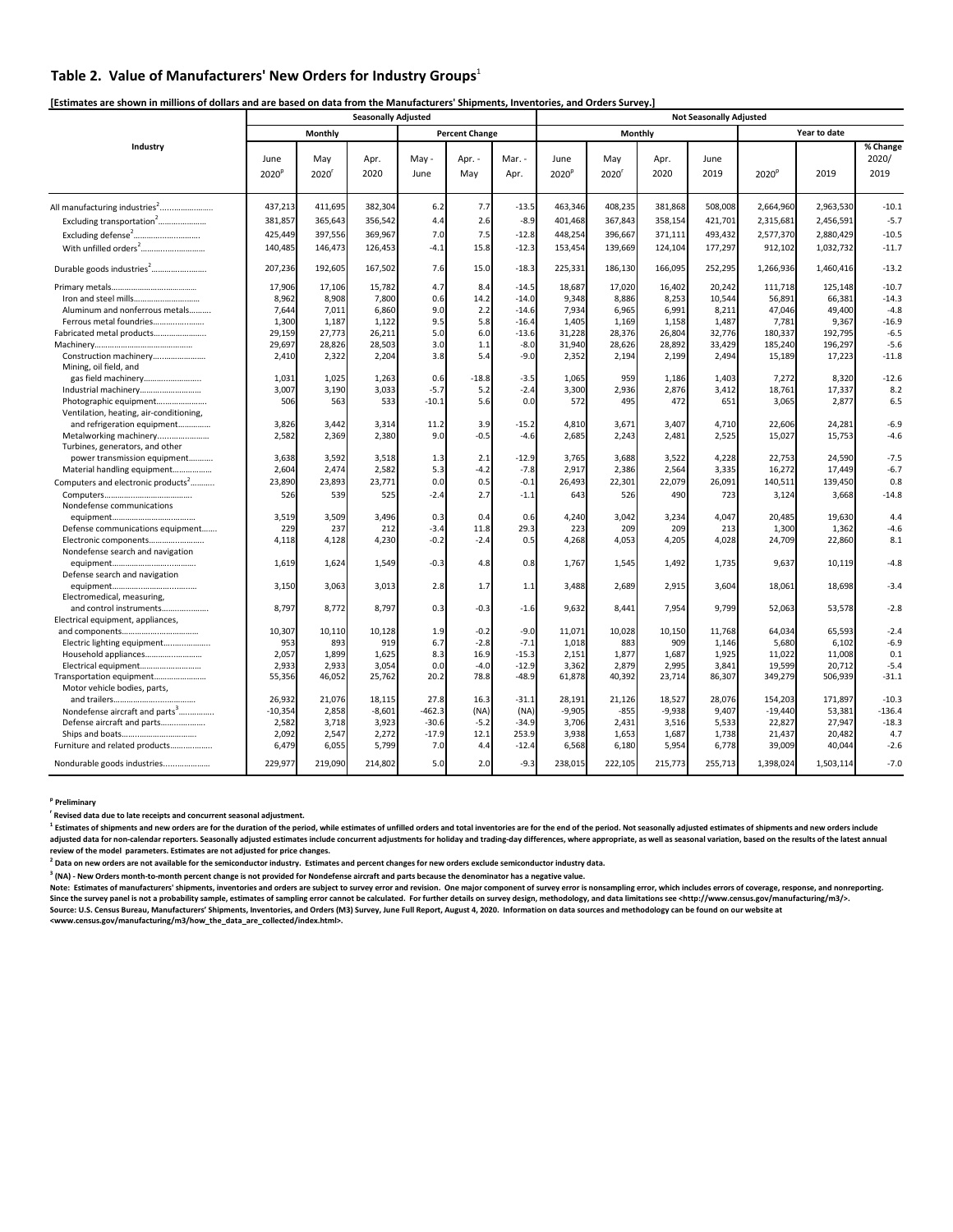## Table 2. Value of Manufacturers' New Orders for Industry Groups[1]

**[Estimates are shown in millions of dollars and are based on data from the Manufacturers' Shipments, Inventories, and Orders Survey.]**

| Industry | Seasonally Adjusted | | | | | | Not Seasonally Adjusted | | | | | | |
|---|---|---|---|---|---|---|---|---|---|---|---|---|---|
| | Monthly | | | Percent Change | | | Monthly | | | | Year to date | | |
| | June 2020[p] | May 2020[r] | Apr. 2020 | May - June | Apr. - May | Mar. - Apr. | June 2020[p] | May 2020[r] | Apr. 2020 | June 2019 | 2020[p] | 2019 | % Change 2020/ 2019 |
| All manufacturing industries[2] | 437,213 | 411,695 | 382,304 | 6.2 | 7.7 | -13.5 | 463,346 | 408,235 | 381,868 | 508,008 | 2,664,960 | 2,963,530 | -10.1 |
| Excluding transportation[2] | 381,857 | 365,643 | 356,542 | 4.4 | 2.6 | -8.9 | 401,468 | 367,843 | 358,154 | 421,701 | 2,315,681 | 2,456,591 | -5.7 |
| Excluding defense[2] | 425,449 | 397,556 | 369,967 | 7.0 | 7.5 | -12.8 | 448,254 | 396,667 | 371,111 | 493,432 | 2,577,370 | 2,880,429 | -10.5 |
| With unfilled orders[2] | 140,485 | 146,473 | 126,453 | -4.1 | 15.8 | -12.3 | 153,454 | 139,669 | 124,104 | 177,297 | 912,102 | 1,032,732 | -11.7 |
| Durable goods industries[2] | 207,236 | 192,605 | 167,502 | 7.6 | 15.0 | -18.3 | 225,331 | 186,130 | 166,095 | 252,295 | 1,266,936 | 1,460,416 | -13.2 |
| Primary metals | 17,906 | 17,106 | 15,782 | 4.7 | 8.4 | -14.5 | 18,687 | 17,020 | 16,402 | 20,242 | 111,718 | 125,148 | -10.7 |
| Iron and steel mills | 8,962 | 8,908 | 7,800 | 0.6 | 14.2 | -14.0 | 9,348 | 8,886 | 8,253 | 10,544 | 56,891 | 66,381 | -14.3 |
| Aluminum and nonferrous metals | 7,644 | 7,011 | 6,860 | 9.0 | 2.2 | -14.6 | 7,934 | 6,965 | 6,991 | 8,211 | 47,046 | 49,400 | -4.8 |
| Ferrous metal foundries | 1,300 | 1,187 | 1,122 | 9.5 | 5.8 | -16.4 | 1,405 | 1,169 | 1,158 | 1,487 | 7,781 | 9,367 | -16.9 |
| Fabricated metal products | 29,159 | 27,773 | 26,211 | 5.0 | 6.0 | -13.6 | 31,228 | 28,376 | 26,804 | 32,776 | 180,337 | 192,795 | -6.5 |
| Machinery | 29,697 | 28,826 | 28,503 | 3.0 | 1.1 | -8.0 | 31,940 | 28,626 | 28,892 | 33,429 | 185,240 | 196,297 | -5.6 |
| Construction machinery | 2,410 | 2,322 | 2,204 | 3.8 | 5.4 | -9.0 | 2,352 | 2,194 | 2,199 | 2,494 | 15,189 | 17,223 | -11.8 |
| Mining, oil field, and gas field machinery | 1,031 | 1,025 | 1,263 | 0.6 | -18.8 | -3.5 | 1,065 | 959 | 1,186 | 1,403 | 7,272 | 8,320 | -12.6 |
| Industrial machinery | 3,007 | 3,190 | 3,033 | -5.7 | 5.2 | -2.4 | 3,300 | 2,936 | 2,876 | 3,412 | 18,761 | 17,337 | 8.2 |
| Photographic equipment | 506 | 563 | 533 | -10.1 | 5.6 | 0.0 | 572 | 495 | 472 | 651 | 3,065 | 2,877 | 6.5 |
| Ventilation, heating, air-conditioning, and refrigeration equipment | 3,826 | 3,442 | 3,314 | 11.2 | 3.9 | -15.2 | 4,810 | 3,671 | 3,407 | 4,710 | 22,606 | 24,281 | -6.9 |
| Metalworking machinery | 2,582 | 2,369 | 2,380 | 9.0 | -0.5 | -4.6 | 2,685 | 2,243 | 2,481 | 2,525 | 15,027 | 15,753 | -4.6 |
| Turbines, generators, and other power transmission equipment | 3,638 | 3,592 | 3,518 | 1.3 | 2.1 | -12.9 | 3,765 | 3,688 | 3,522 | 4,228 | 22,753 | 24,590 | -7.5 |
| Material handling equipment | 2,604 | 2,474 | 2,582 | 5.3 | -4.2 | -7.8 | 2,917 | 2,386 | 2,564 | 3,335 | 16,272 | 17,449 | -6.7 |
| Computers and electronic products[2] | 23,890 | 23,893 | 23,771 | 0.0 | 0.5 | -0.1 | 26,493 | 22,301 | 22,079 | 26,091 | 140,511 | 139,450 | 0.8 |
| Computers | 526 | 539 | 525 | -2.4 | 2.7 | -1.1 | 643 | 526 | 490 | 723 | 3,124 | 3,668 | -14.8 |
| Nondefense communications equipment | 3,519 | 3,509 | 3,496 | 0.3 | 0.4 | 0.6 | 4,240 | 3,042 | 3,234 | 4,047 | 20,485 | 19,630 | 4.4 |
| Defense communications equipment | 229 | 237 | 212 | -3.4 | 11.8 | 29.3 | 223 | 209 | 209 | 213 | 1,300 | 1,362 | -4.6 |
| Electronic components | 4,118 | 4,128 | 4,230 | -0.2 | -2.4 | 0.5 | 4,268 | 4,053 | 4,205 | 4,028 | 24,709 | 22,860 | 8.1 |
| Nondefense search and navigation equipment | 1,619 | 1,624 | 1,549 | -0.3 | 4.8 | 0.8 | 1,767 | 1,545 | 1,492 | 1,735 | 9,637 | 10,119 | -4.8 |
| Defense search and navigation equipment | 3,150 | 3,063 | 3,013 | 2.8 | 1.7 | 1.1 | 3,488 | 2,689 | 2,915 | 3,604 | 18,061 | 18,698 | -3.4 |
| Electromedical, measuring, and control instruments | 8,797 | 8,772 | 8,797 | 0.3 | -0.3 | -1.6 | 9,632 | 8,441 | 7,954 | 9,799 | 52,063 | 53,578 | -2.8 |
| Electrical equipment, appliances, and components | 10,307 | 10,110 | 10,128 | 1.9 | -0.2 | -9.0 | 11,071 | 10,028 | 10,150 | 11,768 | 64,034 | 65,593 | -2.4 |
| Electric lighting equipment | 953 | 893 | 919 | 6.7 | -2.8 | -7.1 | 1,018 | 883 | 909 | 1,146 | 5,680 | 6,102 | -6.9 |
| Household appliances | 2,057 | 1,899 | 1,625 | 8.3 | 16.9 | -15.3 | 2,151 | 1,877 | 1,687 | 1,925 | 11,022 | 11,008 | 0.1 |
| Electrical equipment | 2,933 | 2,933 | 3,054 | 0.0 | -4.0 | -12.9 | 3,362 | 2,879 | 2,995 | 3,841 | 19,599 | 20,712 | -5.4 |
| Transportation equipment | 55,356 | 46,052 | 25,762 | 20.2 | 78.8 | -48.9 | 61,878 | 40,392 | 23,714 | 86,307 | 349,279 | 506,939 | -31.1 |
| Motor vehicle bodies, parts, and trailers | 26,932 | 21,076 | 18,115 | 27.8 | 16.3 | -31.1 | 28,191 | 21,126 | 18,527 | 28,076 | 154,203 | 171,897 | -10.3 |
| Nondefense aircraft and parts[3] | -10,354 | 2,858 | -8,601 | -462.3 | (NA) | (NA) | -9,905 | -855 | -9,938 | 9,407 | -19,440 | 53,381 | -136.4 |
| Defense aircraft and parts | 2,582 | 3,718 | 3,923 | -30.6 | -5.2 | -34.9 | 3,706 | 2,431 | 3,516 | 5,533 | 22,827 | 27,947 | -18.3 |
| Ships and boats | 2,092 | 2,547 | 2,272 | -17.9 | 12.1 | 253.9 | 3,938 | 1,653 | 1,687 | 1,738 | 21,437 | 20,482 | 4.7 |
| Furniture and related products | 6,479 | 6,055 | 5,799 | 7.0 | 4.4 | -12.4 | 6,568 | 6,180 | 5,954 | 6,778 | 39,009 | 40,044 | -2.6 |
| Nondurable goods industries | 229,977 | 219,090 | 214,802 | 5.0 | 2.0 | -9.3 | 238,015 | 222,105 | 215,773 | 255,713 | 1,398,024 | 1,503,114 | -7.0 |

**[p] Preliminary**

**[r] Revised data due to late receipts and concurrent seasonal adjustment.**

**[1] Estimates of shipments and new orders are for the duration of the period, while estimates of unfilled orders and total inventories are for the end of the period. Not seasonally adjusted estimates of shipments and new orders include adjusted data for non-calendar reporters. Seasonally adjusted estimates include concurrent adjustments for holiday and trading-day differences, where appropriate, as well as seasonal variation, based on the results of the latest annual review of the model parameters. Estimates are not adjusted for price changes.**

**[2] Data on new orders are not available for the semiconductor industry. Estimates and percent changes for new orders exclude semiconductor industry data.**

**[3] (NA) - New Orders month-to-month percent change is not provided for Nondefense aircraft and parts because the denominator has a negative value.**

**Note: Estimates of manufacturers' shipments, inventories and orders are subject to survey error and revision. One major component of survey error is nonsampling error, which includes errors of coverage, response, and nonreporting. Since the survey panel is not a probability sample, estimates of sampling error cannot be calculated. For further details on survey design, methodology, and data limitations see <http://www.census.gov/manufacturing/m3/>.**
**Source: U.S. Census Bureau, Manufacturers' Shipments, Inventories, and Orders (M3) Survey, June Full Report, August 4, 2020. Information on data sources and methodology can be found on our website at <www.census.gov/manufacturing/m3/how_the_data_are_collected/index.html>.**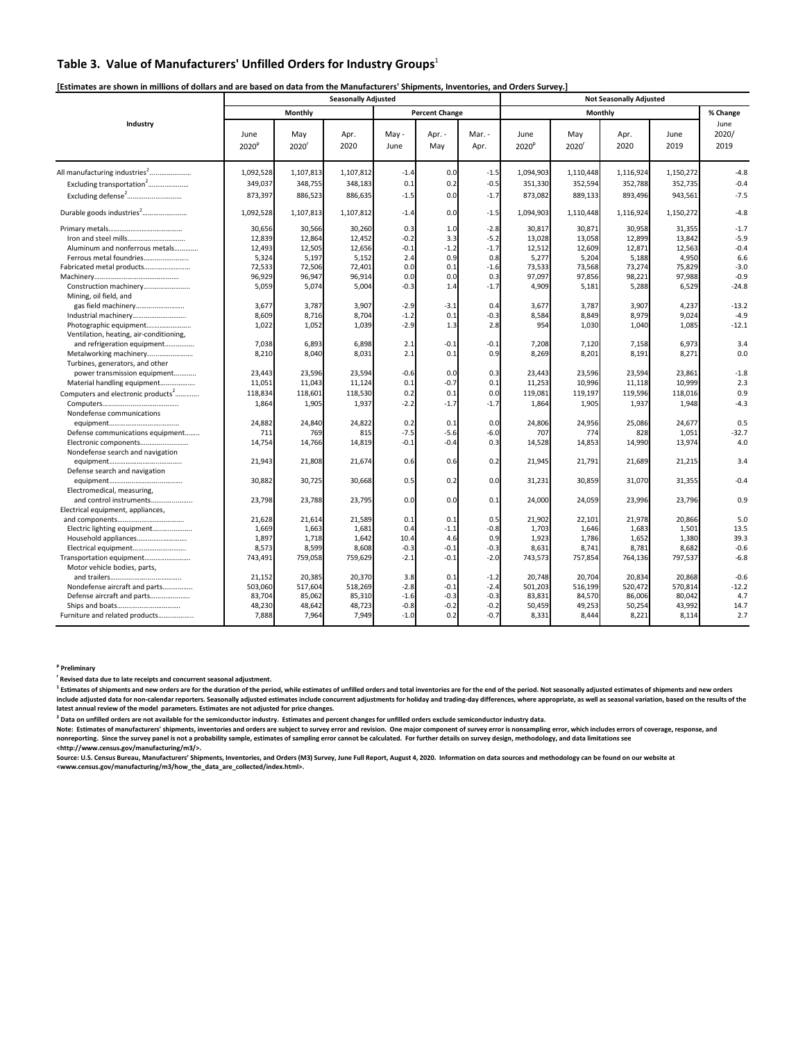## Table 3. Value of Manufacturers' Unfilled Orders for Industry Groups[1]

**[Estimates are shown in millions of dollars and are based on data from the Manufacturers' Shipments, Inventories, and Orders Survey.]**

| Industry | Seasonally Adjusted | | | | | | Not Seasonally Adjusted | | | | |
|---|---|---|---|---|---|---|---|---|---|---|---|
| | Monthly | | | Percent Change | | | Monthly | | | | % Change |
| | June 2020[p] | May 2020[r] | Apr. 2020 | May - June | Apr. - May | Mar. - Apr. | June 2020[p] | May 2020[r] | Apr. 2020 | June 2019 | June 2020/ 2019 |
| All manufacturing industries[2]...................... | 1,092,528 | 1,107,813 | 1,107,812 | -1.4 | 0.0 | -1.5 | 1,094,903 | 1,110,448 | 1,116,924 | 1,150,272 | -4.8 |
| Excluding transportation[2]...................... | 349,037 | 348,755 | 348,183 | 0.1 | 0.2 | -0.5 | 351,330 | 352,594 | 352,788 | 352,735 | -0.4 |
| Excluding defense[2]............................ | 873,397 | 886,523 | 886,635 | -1.5 | 0.0 | -1.7 | 873,082 | 889,133 | 893,496 | 943,561 | -7.5 |
| Durable goods industries[2]........................ | 1,092,528 | 1,107,813 | 1,107,812 | -1.4 | 0.0 | -1.5 | 1,094,903 | 1,110,448 | 1,116,924 | 1,150,272 | -4.8 |
| Primary metals....................................... | 30,656 | 30,566 | 30,260 | 0.3 | 1.0 | -2.8 | 30,817 | 30,871 | 30,958 | 31,355 | -1.7 |
| Iron and steel mills............................... | 12,839 | 12,864 | 12,452 | -0.2 | 3.3 | -5.2 | 13,028 | 13,058 | 12,899 | 13,842 | -5.9 |
| Aluminum and nonferrous metals............ | 12,493 | 12,505 | 12,656 | -0.1 | -1.2 | -1.7 | 12,512 | 12,609 | 12,871 | 12,563 | -0.4 |
| Ferrous metal foundries........................ | 5,324 | 5,197 | 5,152 | 2.4 | 0.9 | 0.8 | 5,277 | 5,204 | 5,188 | 4,950 | 6.6 |
| Fabricated metal products......................... | 72,533 | 72,506 | 72,401 | 0.0 | 0.1 | -1.6 | 73,533 | 73,568 | 73,274 | 75,829 | -3.0 |
| Machinery............................................. | 96,929 | 96,947 | 96,914 | 0.0 | 0.0 | 0.3 | 97,097 | 97,856 | 98,221 | 97,988 | -0.9 |
| Construction machinery........................ | 5,059 | 5,074 | 5,004 | -0.3 | 1.4 | -1.7 | 4,909 | 5,181 | 5,288 | 6,529 | -24.8 |
| Mining, oil field, and gas field machinery......................... | 3,677 | 3,787 | 3,907 | -2.9 | -3.1 | 0.4 | 3,677 | 3,787 | 3,907 | 4,237 | -13.2 |
| Industrial machinery............................ | 8,609 | 8,716 | 8,704 | -1.2 | 0.1 | -0.3 | 8,584 | 8,849 | 8,979 | 9,024 | -4.9 |
| Photographic equipment....................... | 1,022 | 1,052 | 1,039 | -2.9 | 1.3 | 2.8 | 954 | 1,030 | 1,040 | 1,085 | -12.1 |
| Ventilation, heating, air-conditioning, and refrigeration equipment............... | 7,038 | 6,893 | 6,898 | 2.1 | -0.1 | -0.1 | 7,208 | 7,120 | 7,158 | 6,973 | 3.4 |
| Metalworking machinery........................ | 8,210 | 8,040 | 8,031 | 2.1 | 0.1 | 0.9 | 8,269 | 8,201 | 8,191 | 8,271 | 0.0 |
| Turbines, generators, and other power transmission equipment........... | 23,443 | 23,596 | 23,594 | -0.6 | 0.0 | 0.3 | 23,443 | 23,596 | 23,594 | 23,861 | -1.8 |
| Material handling equipment................... | 11,051 | 11,043 | 11,124 | 0.1 | -0.7 | 0.1 | 11,253 | 10,996 | 11,118 | 10,999 | 2.3 |
| Computers and electronic products[2]............ | 118,834 | 118,601 | 118,530 | 0.2 | 0.1 | 0.0 | 119,081 | 119,197 | 119,596 | 118,016 | 0.9 |
| Computers........................................ | 1,864 | 1,905 | 1,937 | -2.2 | -1.7 | -1.7 | 1,864 | 1,905 | 1,937 | 1,948 | -4.3 |
| Nondefense communications equipment..................................... | 24,882 | 24,840 | 24,822 | 0.2 | 0.1 | 0.0 | 24,806 | 24,956 | 25,086 | 24,677 | 0.5 |
| Defense communications equipment........ | 711 | 769 | 815 | -7.5 | -5.6 | -6.0 | 707 | 774 | 828 | 1,051 | -32.7 |
| Electronic components.......................... | 14,754 | 14,766 | 14,819 | -0.1 | -0.4 | 0.3 | 14,528 | 14,853 | 14,990 | 13,974 | 4.0 |
| Nondefense search and navigation equipment...................................... | 21,943 | 21,808 | 21,674 | 0.6 | 0.6 | 0.2 | 21,945 | 21,791 | 21,689 | 21,215 | 3.4 |
| Defense search and navigation equipment....................................... | 30,882 | 30,725 | 30,668 | 0.5 | 0.2 | 0.0 | 31,231 | 30,859 | 31,070 | 31,355 | -0.4 |
| Electromedical, measuring, and control instruments...................... | 23,798 | 23,788 | 23,795 | 0.0 | 0.0 | 0.1 | 24,000 | 24,059 | 23,996 | 23,796 | 0.9 |
| Electrical equipment, appliances, and components................................... | 21,628 | 21,614 | 21,589 | 0.1 | 0.1 | 0.5 | 21,902 | 22,101 | 21,978 | 20,866 | 5.0 |
| Electric lighting equipment..................... | 1,669 | 1,663 | 1,681 | 0.4 | -1.1 | -0.8 | 1,703 | 1,646 | 1,683 | 1,501 | 13.5 |
| Household appliances........................... | 1,897 | 1,718 | 1,642 | 10.4 | 4.6 | 0.9 | 1,923 | 1,786 | 1,652 | 1,380 | 39.3 |
| Electrical equipment............................. | 8,573 | 8,599 | 8,608 | -0.3 | -0.1 | -0.3 | 8,631 | 8,741 | 8,781 | 8,682 | -0.6 |
| Transportation equipment......................... | 743,491 | 759,058 | 759,629 | -2.1 | -0.1 | -2.0 | 743,573 | 757,854 | 764,136 | 797,537 | -6.8 |
| Motor vehicle bodies, parts, and trailers...................................... | 21,152 | 20,385 | 20,370 | 3.8 | 0.1 | -1.2 | 20,748 | 20,704 | 20,834 | 20,868 | -0.6 |
| Nondefense aircraft and parts................ | 503,060 | 517,604 | 518,269 | -2.8 | -0.1 | -2.4 | 501,203 | 516,199 | 520,472 | 570,814 | -12.2 |
| Defense aircraft and parts..................... | 83,704 | 85,062 | 85,310 | -1.6 | -0.3 | -0.3 | 83,831 | 84,570 | 86,006 | 80,042 | 4.7 |
| Ships and boats.................................. | 48,230 | 48,642 | 48,723 | -0.8 | -0.2 | -0.2 | 50,459 | 49,253 | 50,254 | 43,992 | 14.7 |
| Furniture and related products................... | 7,888 | 7,964 | 7,949 | -1.0 | 0.2 | -0.7 | 8,331 | 8,444 | 8,221 | 8,114 | 2.7 |

**[p] Preliminary**

**[r] Revised data due to late receipts and concurrent seasonal adjustment.**

**[1] Estimates of shipments and new orders are for the duration of the period, while estimates of unfilled orders and total inventories are for the end of the period. Not seasonally adjusted estimates of shipments and new orders include adjusted data for non-calendar reporters. Seasonally adjusted estimates include concurrent adjustments for holiday and trading-day differences, where appropriate, as well as seasonal variation, based on the results of the latest annual review of the model parameters. Estimates are not adjusted for price changes.**

**[2] Data on unfilled orders are not available for the semiconductor industry. Estimates and percent changes for unfilled orders exclude semiconductor industry data.**

**Note: Estimates of manufacturers' shipments, inventories and orders are subject to survey error and revision. One major component of survey error is nonsampling error, which includes errors of coverage, response, and nonreporting. Since the survey panel is not a probability sample, estimates of sampling error cannot be calculated. For further details on survey design, methodology, and data limitations see <http://www.census.gov/manufacturing/m3/>.**

**Source: U.S. Census Bureau, Manufacturers' Shipments, Inventories, and Orders (M3) Survey, June Full Report, August 4, 2020. Information on data sources and methodology can be found on our website at <www.census.gov/manufacturing/m3/how_the_data_are_collected/index.html>.**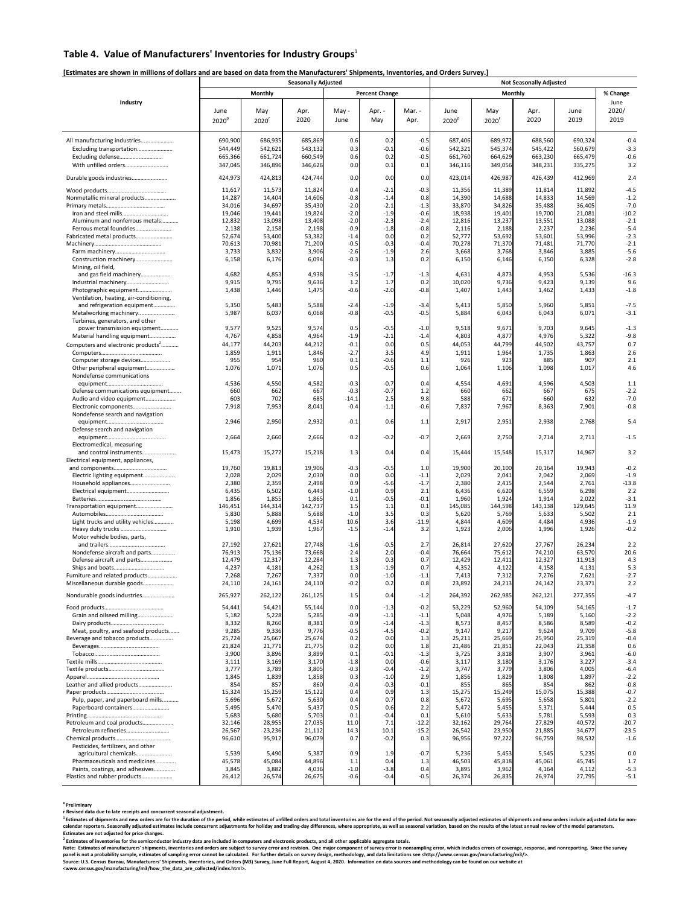## Table 4. Value of Manufacturers' Inventories for Industry Groups[1]

**[Estimates are shown in millions of dollars and are based on data from the Manufacturers' Shipments, Inventories, and Orders Survey.]**

| Industry | Seasonally Adjusted | | | | | | Not Seasonally Adjusted | | | | |
|---|---|---|---|---|---|---|---|---|---|---|---|
| | Monthly | | | Percent Change | | | Monthly | | | | % Change |
| | June 2020[p] | May 2020[r] | Apr. 2020 | May - June | Apr. - May | Mar. - Apr. | June 2020[p] | May 2020[r] | Apr. 2020 | June 2019 | June 2020/ 2019 |
| All manufacturing industries | 690,900 | 686,935 | 685,869 | 0.6 | 0.2 | -0.5 | 687,406 | 689,972 | 688,560 | 690,324 | -0.4 |
| Excluding transportation | 544,449 | 542,621 | 543,132 | 0.3 | -0.1 | -0.6 | 542,321 | 545,374 | 545,422 | 560,679 | -3.3 |
| Excluding defense | 665,366 | 661,724 | 660,549 | 0.6 | 0.2 | -0.5 | 661,760 | 664,629 | 663,230 | 665,479 | -0.6 |
| With unfilled orders | 347,045 | 346,896 | 346,626 | 0.0 | 0.1 | 0.1 | 346,116 | 349,056 | 348,231 | 335,275 | 3.2 |
| Durable goods industries | 424,973 | 424,813 | 424,744 | 0.0 | 0.0 | 0.0 | 423,014 | 426,987 | 426,439 | 412,969 | 2.4 |
| Wood products | 11,617 | 11,573 | 11,824 | 0.4 | -2.1 | -0.3 | 11,356 | 11,389 | 11,814 | 11,892 | -4.5 |
| Nonmetallic mineral products | 14,287 | 14,404 | 14,606 | -0.8 | -1.4 | 0.8 | 14,390 | 14,688 | 14,833 | 14,569 | -1.2 |
| Primary metals | 34,016 | 34,697 | 35,430 | -2.0 | -2.1 | -1.3 | 33,870 | 34,826 | 35,488 | 36,405 | -7.0 |
| Iron and steel mills | 19,046 | 19,441 | 19,824 | -2.0 | -1.9 | -0.6 | 18,938 | 19,401 | 19,700 | 21,081 | -10.2 |
| Aluminum and nonferrous metals | 12,832 | 13,098 | 13,408 | -2.0 | -2.3 | -2.4 | 12,816 | 13,237 | 13,551 | 13,088 | -2.1 |
| Ferrous metal foundries | 2,138 | 2,158 | 2,198 | -0.9 | -1.8 | -0.8 | 2,116 | 2,188 | 2,237 | 2,236 | -5.4 |
| Fabricated metal products | 52,674 | 53,400 | 53,382 | -1.4 | 0.0 | 0.2 | 52,777 | 53,692 | 53,601 | 53,996 | -2.3 |
| Machinery | 70,613 | 70,981 | 71,200 | -0.5 | -0.3 | -0.4 | 70,278 | 71,370 | 71,481 | 71,770 | -2.1 |
| Farm machinery | 3,733 | 3,832 | 3,906 | -2.6 | -1.9 | 2.6 | 3,668 | 3,768 | 3,846 | 3,885 | -5.6 |
| Construction machinery | 6,158 | 6,176 | 6,094 | -0.3 | 1.3 | 0.2 | 6,150 | 6,146 | 6,150 | 6,328 | -2.8 |
| Mining, oil field, and gas field machinery | 4,682 | 4,853 | 4,938 | -3.5 | -1.7 | -1.3 | 4,631 | 4,873 | 4,953 | 5,536 | -16.3 |
| Industrial machinery | 9,915 | 9,795 | 9,636 | 1.2 | 1.7 | 0.2 | 10,020 | 9,736 | 9,423 | 9,139 | 9.6 |
| Photographic equipment | 1,438 | 1,446 | 1,475 | -0.6 | -2.0 | -0.8 | 1,407 | 1,443 | 1,462 | 1,433 | -1.8 |
| Ventilation, heating, air-conditioning, and refrigeration equipment | 5,350 | 5,483 | 5,588 | -2.4 | -1.9 | -3.4 | 5,413 | 5,850 | 5,960 | 5,851 | -7.5 |
| Metalworking machinery | 5,987 | 6,037 | 6,068 | -0.8 | -0.5 | -0.5 | 5,884 | 6,043 | 6,043 | 6,071 | -3.1 |
| Turbines, generators, and other power transmission equipment | 9,577 | 9,525 | 9,574 | 0.5 | -0.5 | -1.0 | 9,518 | 9,671 | 9,703 | 9,645 | -1.3 |
| Material handling equipment | 4,767 | 4,858 | 4,964 | -1.9 | -2.1 | -1.4 | 4,803 | 4,877 | 4,976 | 5,322 | -9.8 |
| Computers and electronic products[2] | 44,177 | 44,203 | 44,212 | -0.1 | 0.0 | 0.5 | 44,053 | 44,799 | 44,502 | 43,757 | 0.7 |
| Computers | 1,859 | 1,911 | 1,846 | -2.7 | 3.5 | 4.9 | 1,911 | 1,964 | 1,735 | 1,863 | 2.6 |
| Computer storage devices | 955 | 954 | 960 | 0.1 | -0.6 | 1.1 | 926 | 923 | 885 | 907 | 2.1 |
| Other peripheral equipment | 1,076 | 1,071 | 1,076 | 0.5 | -0.5 | 0.6 | 1,064 | 1,106 | 1,098 | 1,017 | 4.6 |
| Nondefense communications equipment | 4,536 | 4,550 | 4,582 | -0.3 | -0.7 | 0.4 | 4,554 | 4,691 | 4,596 | 4,503 | 1.1 |
| Defense communications equipment | 660 | 662 | 667 | -0.3 | -0.7 | 1.2 | 660 | 662 | 667 | 675 | -2.2 |
| Audio and video equipment | 603 | 702 | 685 | -14.1 | 2.5 | 9.8 | 588 | 671 | 660 | 632 | -7.0 |
| Electronic components | 7,918 | 7,953 | 8,041 | -0.4 | -1.1 | -0.6 | 7,837 | 7,967 | 8,363 | 7,901 | -0.8 |
| Nondefense search and navigation equipment | 2,946 | 2,950 | 2,932 | -0.1 | 0.6 | 1.1 | 2,917 | 2,951 | 2,938 | 2,768 | 5.4 |
| Defense search and navigation equipment | 2,664 | 2,660 | 2,666 | 0.2 | -0.2 | -0.7 | 2,669 | 2,750 | 2,714 | 2,711 | -1.5 |
| Electromedical, measuring and control instruments | 15,473 | 15,272 | 15,218 | 1.3 | 0.4 | 0.4 | 15,444 | 15,548 | 15,317 | 14,967 | 3.2 |
| Electrical equipment, appliances, and components | 19,760 | 19,813 | 19,906 | -0.3 | -0.5 | 1.0 | 19,900 | 20,100 | 20,164 | 19,943 | -0.2 |
| Electric lighting equipment | 2,028 | 2,029 | 2,030 | 0.0 | 0.0 | -1.1 | 2,029 | 2,041 | 2,042 | 2,069 | -1.9 |
| Household appliances | 2,380 | 2,359 | 2,498 | 0.9 | -5.6 | -1.7 | 2,380 | 2,415 | 2,544 | 2,761 | -13.8 |
| Electrical equipment | 6,435 | 6,502 | 6,443 | -1.0 | 0.9 | 2.1 | 6,436 | 6,620 | 6,559 | 6,298 | 2.2 |
| Batteries | 1,856 | 1,855 | 1,865 | 0.1 | -0.5 | -0.1 | 1,960 | 1,924 | 1,914 | 2,022 | -3.1 |
| Transportation equipment | 146,451 | 144,314 | 142,737 | 1.5 | 1.1 | 0.1 | 145,085 | 144,598 | 143,138 | 129,645 | 11.9 |
| Automobiles | 5,830 | 5,888 | 5,688 | -1.0 | 3.5 | 0.3 | 5,620 | 5,769 | 5,633 | 5,502 | 2.1 |
| Light trucks and utility vehicles | 5,198 | 4,699 | 4,534 | 10.6 | 3.6 | -11.9 | 4,844 | 4,609 | 4,484 | 4,936 | -1.9 |
| Heavy duty trucks | 1,910 | 1,939 | 1,967 | -1.5 | -1.4 | 3.2 | 1,923 | 2,006 | 1,996 | 1,926 | -0.2 |
| Motor vehicle bodies, parts, and trailers | 27,192 | 27,621 | 27,748 | -1.6 | -0.5 | 2.7 | 26,814 | 27,620 | 27,767 | 26,234 | 2.2 |
| Nondefense aircraft and parts | 76,913 | 75,136 | 73,668 | 2.4 | 2.0 | -0.4 | 76,664 | 75,612 | 74,210 | 63,570 | 20.6 |
| Defense aircraft and parts | 12,479 | 12,317 | 12,284 | 1.3 | 0.3 | 0.7 | 12,429 | 12,411 | 12,327 | 11,913 | 4.3 |
| Ships and boats | 4,237 | 4,181 | 4,262 | 1.3 | -1.9 | 0.7 | 4,352 | 4,122 | 4,158 | 4,131 | 5.3 |
| Furniture and related products | 7,268 | 7,267 | 7,337 | 0.0 | -1.0 | -1.1 | 7,413 | 7,312 | 7,276 | 7,621 | -2.7 |
| Miscellaneous durable goods | 24,110 | 24,161 | 24,110 | -0.2 | 0.2 | 0.8 | 23,892 | 24,213 | 24,142 | 23,371 | 2.2 |
| Nondurable goods industries | 265,927 | 262,122 | 261,125 | 1.5 | 0.4 | -1.2 | 264,392 | 262,985 | 262,121 | 277,355 | -4.7 |
| Food products | 54,441 | 54,421 | 55,144 | 0.0 | -1.3 | -0.2 | 53,229 | 52,960 | 54,109 | 54,165 | -1.7 |
| Grain and oilseed milling | 5,182 | 5,228 | 5,285 | -0.9 | -1.1 | -1.1 | 5,048 | 4,976 | 5,189 | 5,160 | -2.2 |
| Dairy products | 8,332 | 8,260 | 8,381 | 0.9 | -1.4 | -1.3 | 8,573 | 8,457 | 8,586 | 8,589 | -0.2 |
| Meat, poultry, and seafood products | 9,285 | 9,336 | 9,776 | -0.5 | -4.5 | -0.2 | 9,147 | 9,217 | 9,624 | 9,709 | -5.8 |
| Beverage and tobacco products | 25,724 | 25,667 | 25,674 | 0.2 | 0.0 | 1.3 | 25,211 | 25,669 | 25,950 | 25,319 | -0.4 |
| Beverages | 21,824 | 21,771 | 21,775 | 0.2 | 0.0 | 1.8 | 21,486 | 21,851 | 22,043 | 21,358 | 0.6 |
| Tobacco | 3,900 | 3,896 | 3,899 | 0.1 | -0.1 | -1.3 | 3,725 | 3,818 | 3,907 | 3,961 | -6.0 |
| Textile mills | 3,111 | 3,169 | 3,170 | -1.8 | 0.0 | -0.6 | 3,117 | 3,180 | 3,176 | 3,227 | -3.4 |
| Textile products | 3,777 | 3,789 | 3,805 | -0.3 | -0.4 | -1.2 | 3,747 | 3,779 | 3,806 | 4,005 | -6.4 |
| Apparel | 1,845 | 1,839 | 1,858 | 0.3 | -1.0 | 2.9 | 1,856 | 1,829 | 1,808 | 1,897 | -2.2 |
| Leather and allied products | 854 | 857 | 860 | -0.4 | -0.3 | -0.1 | 855 | 865 | 854 | 862 | -0.8 |
| Paper products | 15,324 | 15,259 | 15,122 | 0.4 | 0.9 | 1.3 | 15,275 | 15,249 | 15,075 | 15,388 | -0.7 |
| Pulp, paper, and paperboard mills | 5,696 | 5,672 | 5,630 | 0.4 | 0.7 | 0.8 | 5,672 | 5,695 | 5,658 | 5,801 | -2.2 |
| Paperboard containers | 5,495 | 5,470 | 5,437 | 0.5 | 0.6 | 2.2 | 5,472 | 5,455 | 5,371 | 5,444 | 0.5 |
| Printing | 5,683 | 5,680 | 5,703 | 0.1 | -0.4 | 0.1 | 5,610 | 5,633 | 5,781 | 5,593 | 0.3 |
| Petroleum and coal products | 32,146 | 28,955 | 27,035 | 11.0 | 7.1 | -12.2 | 32,162 | 29,764 | 27,829 | 40,572 | -20.7 |
| Petroleum refineries | 26,567 | 23,236 | 21,112 | 14.3 | 10.1 | -15.2 | 26,542 | 23,950 | 21,885 | 34,677 | -23.5 |
| Chemical products | 96,610 | 95,912 | 96,079 | 0.7 | -0.2 | 0.3 | 96,956 | 97,222 | 96,759 | 98,532 | -1.6 |
| Pesticides, fertilizers, and other agricultural chemicals | 5,539 | 5,490 | 5,387 | 0.9 | 1.9 | -0.7 | 5,236 | 5,453 | 5,545 | 5,235 | 0.0 |
| Pharmaceuticals and medicines | 45,578 | 45,084 | 44,896 | 1.1 | 0.4 | 1.3 | 46,503 | 45,818 | 45,061 | 45,745 | 1.7 |
| Paints, coatings, and adhesives | 3,845 | 3,882 | 4,036 | -1.0 | -3.8 | 0.4 | 3,895 | 3,962 | 4,164 | 4,112 | -5.3 |
| Plastics and rubber products | 26,412 | 26,574 | 26,675 | -0.6 | -0.4 | -0.5 | 26,374 | 26,835 | 26,974 | 27,795 | -5.1 |

**p Preliminary**

**r Revised data due to late receipts and concurrent seasonal adjustment.**

**[1] Estimates of shipments and new orders are for the duration of the period, while estimates of unfilled orders and total inventories are for the end of the period. Not seasonally adjusted estimates of shipments and new orders include adjusted data for non-calendar reporters. Seasonally adjusted estimates include concurrent adjustments for holiday and trading-day differences, where appropriate, as well as seasonal variation, based on the results of the latest annual review of the model parameters. Estimates are not adjusted for price changes.**

**[2] Estimates of inventories for the semiconductor industry data are included in computers and electronic products, and all other applicable aggregate totals.**

**Note: Estimates of manufacturers' shipments, inventories and orders are subject to survey error and revision. One major component of survey error is nonsampling error, which includes errors of coverage, response, and nonresponse. Since the survey panel is not a probability sample, estimates of sampling error cannot be calculated. For further details on survey design, methodology, and data limitations see <http://www.census.gov/manufacturing/m3/>.**

**Source: U.S. Census Bureau, Manufacturers' Shipments, Inventories, and Orders (M3) Survey, June Full Report, August 4, 2020. Information on data sources and methodology can be found on our website at <www.census.gov/manufacturing/m3/how_the_data_are_collected/index.html>.**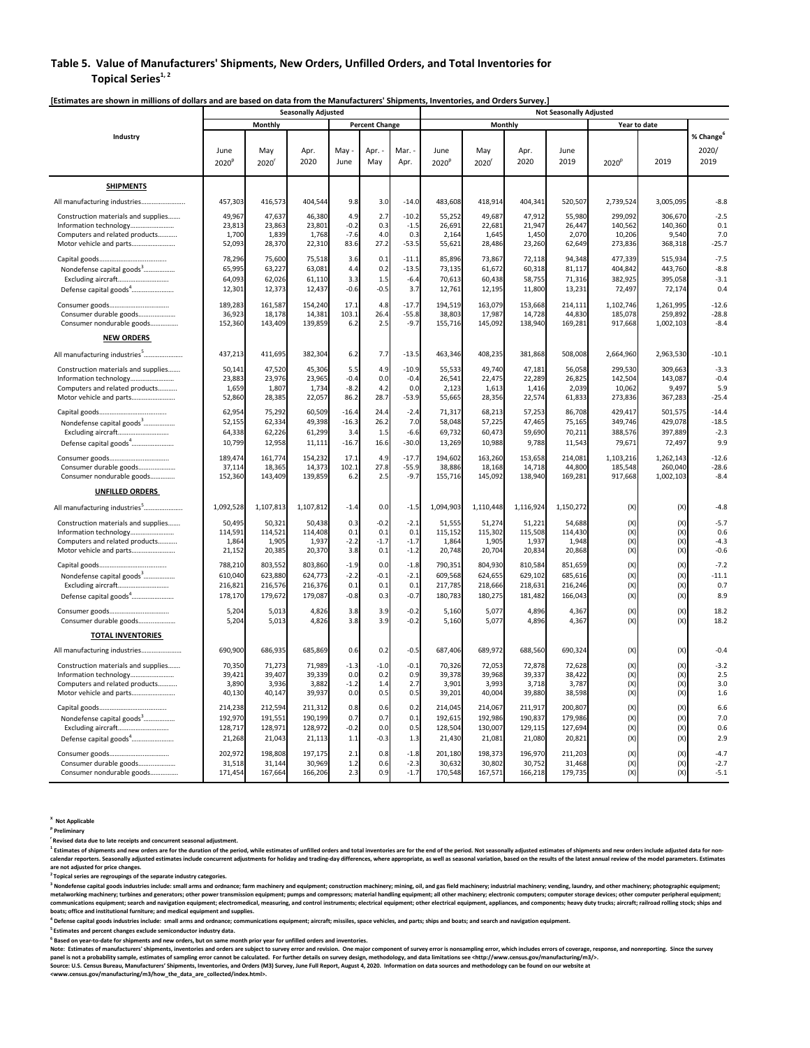## Table 5. Value of Manufacturers' Shipments, New Orders, Unfilled Orders, and Total Inventories for Topical Series[1, 2]

**[Estimates are shown in millions of dollars and are based on data from the Manufacturers' Shipments, Inventories, and Orders Survey.]**

| Industry | Seasonally Adjusted | | | | | | Not Seasonally Adjusted | | | | | | |
|---|---|---|---|---|---|---|---|---|---|---|---|---|---|
| | Monthly | | | Percent Change | | | Monthly | | | | Year to date | | % Change[6] |
| | June 2020[p] | May 2020[r] | Apr. 2020 | May - June | Apr. - May | Mar. - Apr. | June 2020[p] | May 2020[r] | Apr. 2020 | June 2019 | 2020[p] | 2019 | 2020/ 2019 |
| **SHIPMENTS** | | | | | | | | | | | | | |
| All manufacturing industries | 457,303 | 416,573 | 404,544 | 9.8 | 3.0 | -14.0 | 483,608 | 418,914 | 404,341 | 520,507 | 2,739,524 | 3,005,095 | -8.8 |
| Construction materials and supplies | 49,967 | 47,637 | 46,380 | 4.9 | 2.7 | -10.2 | 55,252 | 49,687 | 47,912 | 55,980 | 299,092 | 306,670 | -2.5 |
| Information technology | 23,813 | 23,863 | 23,801 | -0.2 | 0.3 | -1.5 | 26,691 | 22,681 | 21,947 | 26,447 | 140,562 | 140,360 | 0.1 |
| Computers and related products | 1,700 | 1,839 | 1,768 | -7.6 | 4.0 | 0.3 | 2,164 | 1,645 | 1,450 | 2,070 | 10,206 | 9,540 | 7.0 |
| Motor vehicle and parts | 52,093 | 28,370 | 22,310 | 83.6 | 27.2 | -53.5 | 55,621 | 28,486 | 23,260 | 62,649 | 273,836 | 368,318 | -25.7 |
| Capital goods | 78,296 | 75,600 | 75,518 | 3.6 | 0.1 | -11.1 | 85,896 | 73,867 | 72,118 | 94,348 | 477,339 | 515,934 | -7.5 |
| Nondefense capital goods[3] | 65,995 | 63,227 | 63,081 | 4.4 | 0.2 | -13.5 | 73,135 | 61,672 | 60,318 | 81,117 | 404,842 | 443,760 | -8.8 |
| Excluding aircraft | 64,093 | 62,026 | 61,110 | 3.3 | 1.5 | -6.4 | 70,613 | 60,438 | 58,755 | 71,316 | 382,925 | 395,058 | -3.1 |
| Defense capital goods[4] | 12,301 | 12,373 | 12,437 | -0.6 | -0.5 | 3.7 | 12,761 | 12,195 | 11,800 | 13,231 | 72,497 | 72,174 | 0.4 |
| Consumer goods | 189,283 | 161,587 | 154,240 | 17.1 | 4.8 | -17.7 | 194,519 | 163,079 | 153,668 | 214,111 | 1,102,746 | 1,261,995 | -12.6 |
| Consumer durable goods | 36,923 | 18,178 | 14,381 | 103.1 | 26.4 | -55.8 | 38,803 | 17,987 | 14,728 | 44,830 | 185,078 | 259,892 | -28.8 |
| Consumer nondurable goods | 152,360 | 143,409 | 139,859 | 6.2 | 2.5 | -9.7 | 155,716 | 145,092 | 138,940 | 169,281 | 917,668 | 1,002,103 | -8.4 |
| **NEW ORDERS** | | | | | | | | | | | | | |
| All manufacturing industries[5] | 437,213 | 411,695 | 382,304 | 6.2 | 7.7 | -13.5 | 463,346 | 408,235 | 381,868 | 508,008 | 2,664,960 | 2,963,530 | -10.1 |
| Construction materials and supplies | 50,141 | 47,520 | 45,306 | 5.5 | 4.9 | -10.9 | 55,533 | 49,740 | 47,181 | 56,058 | 299,530 | 309,663 | -3.3 |
| Information technology | 23,883 | 23,976 | 23,965 | -0.4 | 0.0 | -0.4 | 26,541 | 22,475 | 22,289 | 26,825 | 142,504 | 143,087 | -0.4 |
| Computers and related products | 1,659 | 1,807 | 1,734 | -8.2 | 4.2 | 0.0 | 2,123 | 1,613 | 1,416 | 2,039 | 10,062 | 9,497 | 5.9 |
| Motor vehicle and parts | 52,860 | 28,385 | 22,057 | 86.2 | 28.7 | -53.9 | 55,665 | 28,356 | 22,574 | 61,833 | 273,836 | 367,283 | -25.4 |
| Capital goods | 62,954 | 75,292 | 60,509 | -16.4 | 24.4 | -2.4 | 71,317 | 68,213 | 57,253 | 86,708 | 429,417 | 501,575 | -14.4 |
| Nondefense capital goods[3] | 52,155 | 62,334 | 49,398 | -16.3 | 26.2 | 7.0 | 58,048 | 57,225 | 47,465 | 75,165 | 349,746 | 429,078 | -18.5 |
| Excluding aircraft | 64,338 | 62,226 | 61,299 | 3.4 | 1.5 | -6.6 | 69,732 | 60,473 | 59,690 | 70,211 | 388,576 | 397,889 | -2.3 |
| Defense capital goods[4] | 10,799 | 12,958 | 11,111 | -16.7 | 16.6 | -30.0 | 13,269 | 10,988 | 9,788 | 11,543 | 79,671 | 72,497 | 9.9 |
| Consumer goods | 189,474 | 161,774 | 154,232 | 17.1 | 4.9 | -17.7 | 194,602 | 163,260 | 153,658 | 214,081 | 1,103,216 | 1,262,143 | -12.6 |
| Consumer durable goods | 37,114 | 18,365 | 14,373 | 102.1 | 27.8 | -55.9 | 38,886 | 18,168 | 14,718 | 44,800 | 185,548 | 260,040 | -28.6 |
| Consumer nondurable goods | 152,360 | 143,409 | 139,859 | 6.2 | 2.5 | -9.7 | 155,716 | 145,092 | 138,940 | 169,281 | 917,668 | 1,002,103 | -8.4 |
| **UNFILLED ORDERS** | | | | | | | | | | | | | |
| All manufacturing industries[5] | 1,092,528 | 1,107,813 | 1,107,812 | -1.4 | 0.0 | -1.5 | 1,094,903 | 1,110,448 | 1,116,924 | 1,150,272 | (X) | (X) | -4.8 |
| Construction materials and supplies | 50,495 | 50,321 | 50,438 | 0.3 | -0.2 | -2.1 | 51,555 | 51,274 | 51,221 | 54,688 | (X) | (X) | -5.7 |
| Information technology | 114,591 | 114,521 | 114,408 | 0.1 | 0.1 | 0.1 | 115,152 | 115,302 | 115,508 | 114,430 | (X) | (X) | 0.6 |
| Computers and related products | 1,864 | 1,905 | 1,937 | -2.2 | -1.7 | -1.7 | 1,864 | 1,905 | 1,937 | 1,948 | (X) | (X) | -4.3 |
| Motor vehicle and parts | 21,152 | 20,385 | 20,370 | 3.8 | 0.1 | -1.2 | 20,748 | 20,704 | 20,834 | 20,868 | (X) | (X) | -0.6 |
| Capital goods | 788,210 | 803,552 | 803,860 | -1.9 | 0.0 | -1.8 | 790,351 | 804,930 | 810,584 | 851,659 | (X) | (X) | -7.2 |
| Nondefense capital goods[3] | 610,040 | 623,880 | 624,773 | -2.2 | -0.1 | -2.1 | 609,568 | 624,655 | 629,102 | 685,616 | (X) | (X) | -11.1 |
| Excluding aircraft | 216,821 | 216,576 | 216,376 | 0.1 | 0.1 | 0.1 | 217,785 | 218,666 | 218,631 | 216,246 | (X) | (X) | 0.7 |
| Defense capital goods[4] | 178,170 | 179,672 | 179,087 | -0.8 | 0.3 | -0.7 | 180,783 | 180,275 | 181,482 | 166,043 | (X) | (X) | 8.9 |
| Consumer goods | 5,204 | 5,013 | 4,826 | 3.8 | 3.9 | -0.2 | 5,160 | 5,077 | 4,896 | 4,367 | (X) | (X) | 18.2 |
| Consumer durable goods | 5,204 | 5,013 | 4,826 | 3.8 | 3.9 | -0.2 | 5,160 | 5,077 | 4,896 | 4,367 | (X) | (X) | 18.2 |
| **TOTAL INVENTORIES** | | | | | | | | | | | | | |
| All manufacturing industries | 690,900 | 686,935 | 685,869 | 0.6 | 0.2 | -0.5 | 687,406 | 689,972 | 688,560 | 690,324 | (X) | (X) | -0.4 |
| Construction materials and supplies | 70,350 | 71,273 | 71,989 | -1.3 | -1.0 | -0.1 | 70,326 | 72,053 | 72,878 | 72,628 | (X) | (X) | -3.2 |
| Information technology | 39,421 | 39,407 | 39,339 | 0.0 | 0.2 | 0.9 | 39,378 | 39,968 | 39,337 | 38,422 | (X) | (X) | 2.5 |
| Computers and related products | 3,890 | 3,936 | 3,882 | -1.2 | 1.4 | 2.7 | 3,901 | 3,993 | 3,718 | 3,787 | (X) | (X) | 3.0 |
| Motor vehicle and parts | 40,130 | 40,147 | 39,937 | 0.0 | 0.5 | 0.5 | 39,201 | 40,004 | 39,880 | 38,598 | (X) | (X) | 1.6 |
| Capital goods | 214,238 | 212,594 | 211,312 | 0.8 | 0.6 | 0.2 | 214,045 | 214,067 | 211,917 | 200,807 | (X) | (X) | 6.6 |
| Nondefense capital goods[3] | 192,970 | 191,551 | 190,199 | 0.7 | 0.7 | 0.1 | 192,615 | 192,986 | 190,837 | 179,986 | (X) | (X) | 7.0 |
| Excluding aircraft | 128,717 | 128,971 | 128,972 | -0.2 | 0.0 | 0.5 | 128,504 | 130,007 | 129,115 | 127,694 | (X) | (X) | 0.6 |
| Defense capital goods[4] | 21,268 | 21,043 | 21,113 | 1.1 | -0.3 | 1.3 | 21,430 | 21,081 | 21,080 | 20,821 | (X) | (X) | 2.9 |
| Consumer goods | 202,972 | 198,808 | 197,175 | 2.1 | 0.8 | -1.8 | 201,180 | 198,373 | 196,970 | 211,203 | (X) | (X) | -4.7 |
| Consumer durable goods | 31,518 | 31,144 | 30,969 | 1.2 | 0.6 | -2.3 | 30,632 | 30,802 | 30,752 | 31,468 | (X) | (X) | -2.7 |
| Consumer nondurable goods | 171,454 | 167,664 | 166,206 | 2.3 | 0.9 | -1.7 | 170,548 | 167,571 | 166,218 | 179,735 | (X) | (X) | -5.1 |

[X] Not Applicable

[p] Preliminary

[r] Revised data due to late receipts and concurrent seasonal adjustment.

[1] Estimates of shipments and new orders are for the duration of the period, while estimates of unfilled orders and total inventories are for the end of the period. Not seasonally adjusted estimates of shipments and new orders include adjusted data for non-calendar reporters. Seasonally adjusted estimates include concurrent adjustments for holiday and trading-day differences, where appropriate, as well as seasonal variation, based on the results of the latest annual review of the model parameters. Estimates are not adjusted for price changes.

[2] Topical series are regroupings of the separate industry categories.

[3] Nondefense capital goods industries include: small arms and ordnance; farm machinery and equipment; construction machinery; mining, oil, and gas field machinery; industrial machinery; vending, laundry, and other machinery; photographic equipment; metalworking machinery; turbines and generators; other power transmission equipment; pumps and compressors; material handling equipment; all other machinery; electronic computers; computer storage devices; other computer peripheral equipment; communications equipment; search and navigation equipment; electromedical, measuring, and control instruments; electrical equipment; other electrical equipment, appliances, and components; heavy duty trucks; aircraft; railroad rolling stock; ships and boats; office and institutional furniture; and medical equipment and supplies.

[4] Defense capital goods industries include: small arms and ordnance; communications equipment; aircraft; missiles, space vehicles, and parts; ships and boats; and search and navigation equipment.

[5] Estimates and percent changes exclude semiconductor industry data.

[6] Based on year-to-date for shipments and new orders, but on same month prior year for unfilled orders and inventories.

Note: Estimates of manufacturers' shipments, inventories and orders are subject to survey error and revision. One major component of survey error is nonsampling error, which includes errors of coverage, response, and nonreporting. Since the survey panel is not a probability sample, estimates of sampling error cannot be calculated. For further details on survey design, methodology, and data limitations see <http://www.census.gov/manufacturing/m3/>.

Source: U.S. Census Bureau, Manufacturers' Shipments, Inventories, and Orders (M3) Survey, June Full Report, August 4, 2020. Information on data sources and methodology can be found on our website at <www.census.gov/manufacturing/m3/how_the_data_are_collected/index.html>.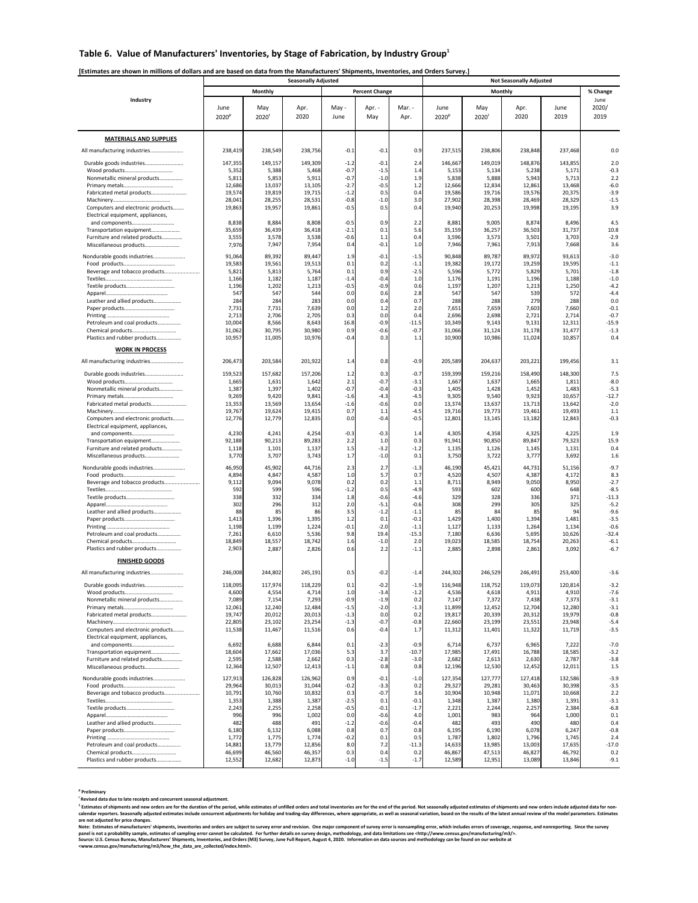## Table 6. Value of Manufacturers' Inventories, by Stage of Fabrication, by Industry Group[1]

**[Estimates are shown in millions of dollars and are based on data from the Manufacturers' Shipments, Inventories, and Orders Survey.]**

| Industry | Seasonally Adjusted | | | | | | Not Seasonally Adjusted | | | | |
|---|---|---|---|---|---|---|---|---|---|---|---|
| | Monthly | | | Percent Change | | | Monthly | | | | % Change |
| | June 2020[p] | May 2020[r] | Apr. 2020 | May - June | Apr. - May | Mar. - Apr. | June 2020[p] | May 2020[r] | Apr. 2020 | June 2019 | June 2020/ 2019 |
| **MATERIALS AND SUPPLIES** | | | | | | | | | | | |
| All manufacturing industries | 238,419 | 238,549 | 238,756 | -0.1 | -0.1 | 0.9 | 237,515 | 238,806 | 238,848 | 237,468 | 0.0 |
| Durable goods industries | 147,355 | 149,157 | 149,309 | -1.2 | -0.1 | 2.4 | 146,667 | 149,019 | 148,876 | 143,855 | 2.0 |
| Wood products | 5,352 | 5,388 | 5,468 | -0.7 | -1.5 | 1.4 | 5,153 | 5,134 | 5,238 | 5,171 | -0.3 |
| Nonmetallic mineral products | 5,811 | 5,853 | 5,911 | -0.7 | -1.0 | 1.9 | 5,838 | 5,888 | 5,943 | 5,713 | 2.2 |
| Primary metals | 12,686 | 13,037 | 13,105 | -2.7 | -0.5 | 1.2 | 12,666 | 12,834 | 12,861 | 13,468 | -6.0 |
| Fabricated metal products | 19,574 | 19,819 | 19,715 | -1.2 | 0.5 | 0.4 | 19,586 | 19,716 | 19,576 | 20,375 | -3.9 |
| Machinery | 28,041 | 28,255 | 28,531 | -0.8 | -1.0 | 3.0 | 27,902 | 28,398 | 28,469 | 28,329 | -1.5 |
| Computers and electronic products | 19,863 | 19,957 | 19,861 | -0.5 | 0.5 | 0.4 | 19,940 | 20,253 | 19,998 | 19,195 | 3.9 |
| Electrical equipment, appliances, and components | 8,838 | 8,884 | 8,808 | -0.5 | 0.9 | 2.2 | 8,881 | 9,005 | 8,874 | 8,496 | 4.5 |
| Transportation equipment | 35,659 | 36,439 | 36,418 | -2.1 | 0.1 | 5.6 | 35,159 | 36,257 | 36,503 | 31,737 | 10.8 |
| Furniture and related products | 3,555 | 3,578 | 3,538 | -0.6 | 1.1 | 0.4 | 3,596 | 3,573 | 3,501 | 3,703 | -2.9 |
| Miscellaneous products | 7,976 | 7,947 | 7,954 | 0.4 | -0.1 | 1.0 | 7,946 | 7,961 | 7,913 | 7,668 | 3.6 |
| Nondurable goods industries | 91,064 | 89,392 | 89,447 | 1.9 | -0.1 | -1.5 | 90,848 | 89,787 | 89,972 | 93,613 | -3.0 |
| Food products | 19,583 | 19,561 | 19,513 | 0.1 | 0.2 | -1.1 | 19,382 | 19,172 | 19,259 | 19,595 | -1.1 |
| Beverage and tobacco products | 5,821 | 5,813 | 5,764 | 0.1 | 0.9 | -2.5 | 5,596 | 5,772 | 5,829 | 5,701 | -1.8 |
| Textiles | 1,166 | 1,182 | 1,187 | -1.4 | -0.4 | 1.0 | 1,176 | 1,191 | 1,196 | 1,188 | -1.0 |
| Textile products | 1,196 | 1,202 | 1,213 | -0.5 | -0.9 | 0.6 | 1,197 | 1,207 | 1,213 | 1,250 | -4.2 |
| Apparel | 547 | 547 | 544 | 0.0 | 0.6 | 2.8 | 547 | 547 | 539 | 572 | -4.4 |
| Leather and allied products | 284 | 284 | 283 | 0.0 | 0.4 | 0.7 | 288 | 288 | 279 | 288 | 0.0 |
| Paper products | 7,731 | 7,731 | 7,639 | 0.0 | 1.2 | 2.0 | 7,651 | 7,659 | 7,603 | 7,660 | -0.1 |
| Printing | 2,713 | 2,706 | 2,705 | 0.3 | 0.0 | 0.4 | 2,696 | 2,698 | 2,721 | 2,714 | -0.7 |
| Petroleum and coal products | 10,004 | 8,566 | 8,643 | 16.8 | -0.9 | -11.5 | 10,349 | 9,143 | 9,131 | 12,311 | -15.9 |
| Chemical products | 31,062 | 30,795 | 30,980 | 0.9 | -0.6 | -0.7 | 31,066 | 31,124 | 31,178 | 31,477 | -1.3 |
| Plastics and rubber products | 10,957 | 11,005 | 10,976 | -0.4 | 0.3 | 1.1 | 10,900 | 10,986 | 11,024 | 10,857 | 0.4 |
| **WORK IN PROCESS** | | | | | | | | | | | |
| All manufacturing industries | 206,473 | 203,584 | 201,922 | 1.4 | 0.8 | -0.9 | 205,589 | 204,637 | 203,221 | 199,456 | 3.1 |
| Durable goods industries | 159,523 | 157,682 | 157,206 | 1.2 | 0.3 | -0.7 | 159,399 | 159,216 | 158,490 | 148,300 | 7.5 |
| Wood products | 1,665 | 1,631 | 1,642 | 2.1 | -0.7 | -3.1 | 1,667 | 1,637 | 1,665 | 1,811 | -8.0 |
| Nonmetallic mineral products | 1,387 | 1,397 | 1,402 | -0.7 | -0.4 | -0.3 | 1,405 | 1,428 | 1,452 | 1,483 | -5.3 |
| Primary metals | 9,269 | 9,420 | 9,841 | -1.6 | -4.3 | -4.5 | 9,305 | 9,540 | 9,923 | 10,657 | -12.7 |
| Fabricated metal products | 13,353 | 13,569 | 13,654 | -1.6 | -0.6 | 0.0 | 13,374 | 13,637 | 13,713 | 13,642 | -2.0 |
| Machinery | 19,767 | 19,624 | 19,415 | 0.7 | 1.1 | -4.5 | 19,716 | 19,773 | 19,461 | 19,493 | 1.1 |
| Computers and electronic products | 12,776 | 12,779 | 12,835 | 0.0 | -0.4 | -0.5 | 12,801 | 13,145 | 13,182 | 12,843 | -0.3 |
| Electrical equipment, appliances, and components | 4,230 | 4,241 | 4,254 | -0.3 | -0.3 | 1.4 | 4,305 | 4,358 | 4,325 | 4,225 | 1.9 |
| Transportation equipment | 92,188 | 90,213 | 89,283 | 2.2 | 1.0 | 0.3 | 91,941 | 90,850 | 89,847 | 79,323 | 15.9 |
| Furniture and related products | 1,118 | 1,101 | 1,137 | 1.5 | -3.2 | -1.2 | 1,135 | 1,126 | 1,145 | 1,131 | 0.4 |
| Miscellaneous products | 3,770 | 3,707 | 3,743 | 1.7 | -1.0 | 0.1 | 3,750 | 3,722 | 3,777 | 3,692 | 1.6 |
| Nondurable goods industries | 46,950 | 45,902 | 44,716 | 2.3 | 2.7 | -1.3 | 46,190 | 45,421 | 44,731 | 51,156 | -9.7 |
| Food products | 4,894 | 4,847 | 4,587 | 1.0 | 5.7 | 0.7 | 4,520 | 4,507 | 4,387 | 4,172 | 8.3 |
| Beverage and tobacco products | 9,112 | 9,094 | 9,078 | 0.2 | 0.2 | 1.1 | 8,711 | 8,949 | 9,050 | 8,950 | -2.7 |
| Textiles | 592 | 599 | 596 | -1.2 | 0.5 | -4.9 | 593 | 602 | 600 | 648 | -8.5 |
| Textile products | 338 | 332 | 334 | 1.8 | -0.6 | -4.6 | 329 | 328 | 336 | 371 | -11.3 |
| Apparel | 302 | 296 | 312 | 2.0 | -5.1 | -0.6 | 308 | 299 | 305 | 325 | -5.2 |
| Leather and allied products | 88 | 85 | 86 | 3.5 | -1.2 | -1.1 | 85 | 84 | 85 | 94 | -9.6 |
| Paper products | 1,413 | 1,396 | 1,395 | 1.2 | 0.1 | -0.1 | 1,429 | 1,400 | 1,394 | 1,481 | -3.5 |
| Printing | 1,198 | 1,199 | 1,224 | -0.1 | -2.0 | -1.1 | 1,127 | 1,133 | 1,264 | 1,134 | -0.6 |
| Petroleum and coal products | 7,261 | 6,610 | 5,536 | 9.8 | 19.4 | -15.3 | 7,180 | 6,636 | 5,695 | 10,626 | -32.4 |
| Chemical products | 18,849 | 18,557 | 18,742 | 1.6 | -1.0 | 2.0 | 19,023 | 18,585 | 18,754 | 20,263 | -6.1 |
| Plastics and rubber products | 2,903 | 2,887 | 2,826 | 0.6 | 2.2 | -1.1 | 2,885 | 2,898 | 2,861 | 3,092 | -6.7 |
| **FINISHED GOODS** | | | | | | | | | | | |
| All manufacturing industries | 246,008 | 244,802 | 245,191 | 0.5 | -0.2 | -1.4 | 244,302 | 246,529 | 246,491 | 253,400 | -3.6 |
| Durable goods industries | 118,095 | 117,974 | 118,229 | 0.1 | -0.2 | -1.9 | 116,948 | 118,752 | 119,073 | 120,814 | -3.2 |
| Wood products | 4,600 | 4,554 | 4,714 | 1.0 | -3.4 | -1.2 | 4,536 | 4,618 | 4,911 | 4,910 | -7.6 |
| Nonmetallic mineral products | 7,089 | 7,154 | 7,293 | -0.9 | -1.9 | 0.2 | 7,147 | 7,372 | 7,438 | 7,373 | -3.1 |
| Primary metals | 12,061 | 12,240 | 12,484 | -1.5 | -2.0 | -1.3 | 11,899 | 12,452 | 12,704 | 12,280 | -3.1 |
| Fabricated metal products | 19,747 | 20,012 | 20,013 | -1.3 | 0.0 | 0.2 | 19,817 | 20,339 | 20,312 | 19,979 | -0.8 |
| Machinery | 22,805 | 23,102 | 23,254 | -1.3 | -0.7 | -0.8 | 22,660 | 23,199 | 23,551 | 23,948 | -5.4 |
| Computers and electronic products | 11,538 | 11,467 | 11,516 | 0.6 | -0.4 | 1.7 | 11,312 | 11,401 | 11,322 | 11,719 | -3.5 |
| Electrical equipment, appliances, and components | 6,692 | 6,688 | 6,844 | 0.1 | -2.3 | -0.9 | 6,714 | 6,737 | 6,965 | 7,222 | -7.0 |
| Transportation equipment | 18,604 | 17,662 | 17,036 | 5.3 | 3.7 | -10.7 | 17,985 | 17,491 | 16,788 | 18,585 | -3.2 |
| Furniture and related products | 2,595 | 2,588 | 2,662 | 0.3 | -2.8 | -3.0 | 2,682 | 2,613 | 2,630 | 2,787 | -3.8 |
| Miscellaneous products | 12,364 | 12,507 | 12,413 | -1.1 | 0.8 | 0.8 | 12,196 | 12,530 | 12,452 | 12,011 | 1.5 |
| Nondurable goods industries | 127,913 | 126,828 | 126,962 | 0.9 | -0.1 | -1.0 | 127,354 | 127,777 | 127,418 | 132,586 | -3.9 |
| Food products | 29,964 | 30,013 | 31,044 | -0.2 | -3.3 | 0.2 | 29,327 | 29,281 | 30,463 | 30,398 | -3.5 |
| Beverage and tobacco products | 10,791 | 10,760 | 10,832 | 0.3 | -0.7 | 3.6 | 10,904 | 10,948 | 11,071 | 10,668 | 2.2 |
| Textiles | 1,353 | 1,388 | 1,387 | -2.5 | 0.1 | -0.1 | 1,348 | 1,387 | 1,380 | 1,391 | -3.1 |
| Textile products | 2,243 | 2,255 | 2,258 | -0.5 | -0.1 | -1.7 | 2,221 | 2,244 | 2,257 | 2,384 | -6.8 |
| Apparel | 996 | 996 | 1,002 | 0.0 | -0.6 | 4.0 | 1,001 | 983 | 964 | 1,000 | 0.1 |
| Leather and allied products | 482 | 488 | 491 | -1.2 | -0.6 | -0.4 | 482 | 493 | 490 | 480 | 0.4 |
| Paper products | 6,180 | 6,132 | 6,088 | 0.8 | 0.7 | 0.8 | 6,195 | 6,190 | 6,078 | 6,247 | -0.8 |
| Printing | 1,772 | 1,775 | 1,774 | -0.2 | 0.1 | 0.5 | 1,787 | 1,802 | 1,796 | 1,745 | 2.4 |
| Petroleum and coal products | 14,881 | 13,779 | 12,856 | 8.0 | 7.2 | -11.3 | 14,633 | 13,985 | 13,003 | 17,635 | -17.0 |
| Chemical products | 46,699 | 46,560 | 46,357 | 0.3 | 0.4 | 0.2 | 46,867 | 47,513 | 46,827 | 46,792 | 0.2 |
| Plastics and rubber products | 12,552 | 12,682 | 12,873 | -1.0 | -1.5 | -1.7 | 12,589 | 12,951 | 13,089 | 13,846 | -9.1 |

[p] Preliminary

[r] Revised data due to late receipts and concurrent seasonal adjustment.

[1] Estimates of shipments and new orders are for the duration of the period, while estimates of unfilled orders and total inventories are for the end of the period. Not seasonally adjusted estimates of shipments and new orders include adjusted data for non-calendar reporters. Seasonally adjusted estimates include concurrent adjustments for holiday and trading-day differences, where appropriate, as well as seasonal variation, based on the results of the latest annual review of the model parameters. Estimates are not adjusted for price changes.

Note: Estimates of manufacturers' shipments, inventories and orders are subject to survey error and revision. One major component of survey error is nonsampling error, which includes errors of coverage, response, and nonreporting. Since the survey panel is not a probability sample, estimates of sampling error cannot be calculated. For further details on survey design, methodology, and data limitations see <http://www.census.gov/manufacturing/m3/>.
Source: U.S. Census Bureau, Manufacturers' Shipments, Inventories, and Orders (M3) Survey, June Full Report, August 4, 2020. Information on data sources and methodology can be found on our website at <www.census.gov/manufacturing/m3/how_the_data_are_collected/index.html>.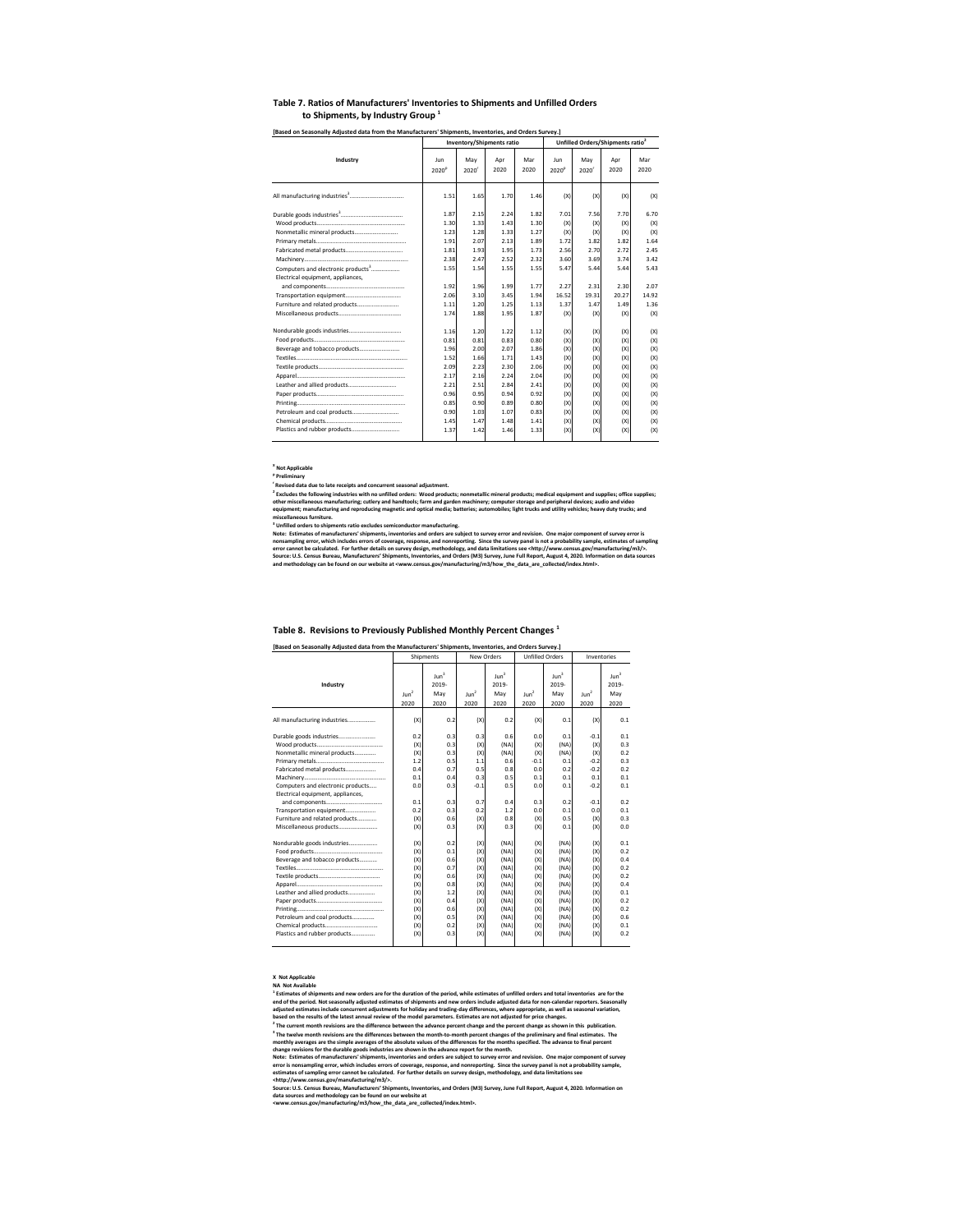## Table 7. Ratios of Manufacturers' Inventories to Shipments and Unfilled Orders to Shipments, by Industry Group [1]

**[Based on Seasonally Adjusted data from the Manufacturers' Shipments, Inventories, and Orders Survey.]**

| Industry | Inventory/Shipments ratio | | | | Unfilled Orders/Shipments ratio[2] | | | |
|---|---|---|---|---|---|---|---|---|
| | Jun 2020[p] | May 2020[r] | Apr 2020 | Mar 2020 | Jun 2020[p] | May 2020[r] | Apr 2020 | Mar 2020 |
| All manufacturing industries[3]................................ | 1.51 | 1.65 | 1.70 | 1.46 | (X) | (X) | (X) | (X) |
| Durable goods industries[3]..................................... | 1.87 | 2.15 | 2.24 | 1.82 | 7.01 | 7.56 | 7.70 | 6.70 |
| Wood products.................................................. | 1.30 | 1.33 | 1.43 | 1.30 | (X) | (X) | (X) | (X) |
| Nonmetallic mineral products.......................... | 1.23 | 1.28 | 1.33 | 1.27 | (X) | (X) | (X) | (X) |
| Primary metals.................................................. | 1.91 | 2.07 | 2.13 | 1.89 | 1.72 | 1.82 | 1.82 | 1.64 |
| Fabricated metal products................................ | 1.81 | 1.93 | 1.95 | 1.73 | 2.56 | 2.70 | 2.72 | 2.45 |
| Machinery.......................................................... | 2.38 | 2.47 | 2.52 | 2.32 | 3.60 | 3.69 | 3.74 | 3.42 |
| Computers and electronic products[3]................. | 1.55 | 1.54 | 1.55 | 1.55 | 5.47 | 5.44 | 5.44 | 5.43 |
| Electrical equipment, appliances, and components.............................................. | 1.92 | 1.96 | 1.99 | 1.77 | 2.27 | 2.31 | 2.30 | 2.07 |
| Transportation equipment................................ | 2.06 | 3.10 | 3.45 | 1.94 | 16.52 | 19.31 | 20.27 | 14.92 |
| Furniture and related products......................... | 1.11 | 1.20 | 1.25 | 1.13 | 1.37 | 1.47 | 1.49 | 1.36 |
| Miscellaneous products..................................... | 1.74 | 1.88 | 1.95 | 1.87 | (X) | (X) | (X) | (X) |
| Nondurable goods industries............................... | 1.16 | 1.20 | 1.22 | 1.12 | (X) | (X) | (X) | (X) |
| Food products.................................................... | 0.81 | 0.81 | 0.83 | 0.80 | (X) | (X) | (X) | (X) |
| Beverage and tobacco products........................ | 1.96 | 2.00 | 2.07 | 1.86 | (X) | (X) | (X) | (X) |
| Textiles............................................................... | 1.52 | 1.66 | 1.71 | 1.43 | (X) | (X) | (X) | (X) |
| Textile products.................................................. | 2.09 | 2.23 | 2.30 | 2.06 | (X) | (X) | (X) | (X) |
| Apparel............................................................... | 2.17 | 2.16 | 2.24 | 2.04 | (X) | (X) | (X) | (X) |
| Leather and allied products............................... | 2.21 | 2.51 | 2.84 | 2.41 | (X) | (X) | (X) | (X) |
| Paper products................................................... | 0.96 | 0.95 | 0.94 | 0.92 | (X) | (X) | (X) | (X) |
| Printing............................................................... | 0.85 | 0.90 | 0.89 | 0.80 | (X) | (X) | (X) | (X) |
| Petroleum and coal products............................. | 0.90 | 1.03 | 1.07 | 0.83 | (X) | (X) | (X) | (X) |
| Chemical products............................................. | 1.45 | 1.47 | 1.48 | 1.41 | (X) | (X) | (X) | (X) |
| Plastics and rubber products............................. | 1.37 | 1.42 | 1.46 | 1.33 | (X) | (X) | (X) | (X) |

**X Not Applicable**
**p Preliminary**
**r Revised data due to late receipts and concurrent seasonal adjustment.**
**1 Excludes the following industries with no unfilled orders: Wood products; nonmetallic mineral products; medical equipment and supplies; office supplies; other miscellaneous manufacturing; cutlery and handtools; farm and garden machinery; computer storage and peripheral devices; audio and video equipment; manufacturing and reproducing magnetic and optical media; batteries; automobiles; light trucks and utility vehicles; heavy duty trucks; and miscellaneous furniture.**
**2 Unfilled orders to shipments ratio excludes semiconductor manufacturing.**
**Note: Estimates of manufacturers' shipments, inventories and orders are subject to survey error and revision. One major component of survey error is nonsampling error, which includes errors of coverage, response, and nonreporting. Since the survey panel is not a probability sample, estimates of sampling error cannot be calculated. For further details on survey design, methodology, and data limitations see <http://www.census.gov/manufacturing/m3/>.**
**Source: U.S. Census Bureau, Manufacturers' Shipments, Inventories, and Orders (M3) Survey, June Full Report, August 4, 2020. Information on data sources and methodology can be found on our website at <www.census.gov/manufacturing/m3/how_the_data_are_collected/index.html>.**

## Table 8. Revisions to Previously Published Monthly Percent Changes [1]

**[Based on Seasonally Adjusted data from the Manufacturers' Shipments, Inventories, and Orders Survey.]**

| Industry | Shipments | | New Orders | | Unfilled Orders | | Inventories | |
|---|---|---|---|---|---|---|---|---|
| | Jun[2] 2020 | Jun[3] 2019-May 2020 | Jun[2] 2020 | Jun[3] 2019-May 2020 | Jun[2] 2020 | Jun[3] 2019-May 2020 | Jun[2] 2020 | Jun[3] 2019-May 2020 |
| All manufacturing industries................. | (X) | 0.2 | (X) | 0.2 | (X) | 0.1 | (X) | 0.1 |
| Durable goods industries...................... | 0.2 | 0.3 | 0.3 | 0.6 | 0.0 | 0.1 | -0.1 | 0.1 |
| Wood products........................................ | (X) | 0.3 | (X) | (NA) | (X) | (NA) | (X) | 0.3 |
| Nonmetallic mineral products............. | (X) | 0.3 | (X) | (NA) | (X) | (NA) | (X) | 0.2 |
| Primary metals....................................... | 1.2 | 0.5 | 1.1 | 0.6 | -0.1 | 0.1 | -0.2 | 0.3 |
| Fabricated metal products.................. | 0.4 | 0.7 | 0.5 | 0.8 | 0.0 | 0.2 | -0.2 | 0.2 |
| Machinery............................................... | 0.1 | 0.4 | 0.3 | 0.5 | 0.1 | 0.1 | 0.1 | 0.1 |
| Computers and electronic products..... | 0.0 | 0.3 | -0.1 | 0.5 | 0.0 | 0.1 | -0.2 | 0.1 |
| Electrical equipment, appliances, and components.................................... | 0.1 | 0.3 | 0.7 | 0.4 | 0.3 | 0.2 | -0.1 | 0.2 |
| Transportation equipment.................. | 0.2 | 0.3 | 0.2 | 1.2 | 0.0 | 0.1 | 0.0 | 0.1 |
| Furniture and related products........... | (X) | 0.6 | (X) | 0.8 | (X) | 0.5 | (X) | 0.3 |
| Miscellaneous products....................... | (X) | 0.3 | (X) | 0.3 | (X) | 0.1 | (X) | 0.0 |
| Nondurable goods industries................ | (X) | 0.2 | (X) | (NA) | (X) | (NA) | (X) | 0.1 |
| Food products........................................ | (X) | 0.1 | (X) | (NA) | (X) | (NA) | (X) | 0.2 |
| Beverage and tobacco products.......... | (X) | 0.6 | (X) | (NA) | (X) | (NA) | (X) | 0.4 |
| Textiles................................................... | (X) | 0.7 | (X) | (NA) | (X) | (NA) | (X) | 0.2 |
| Textile products.................................... | (X) | 0.6 | (X) | (NA) | (X) | (NA) | (X) | 0.2 |
| Apparel................................................... | (X) | 0.8 | (X) | (NA) | (X) | (NA) | (X) | 0.4 |
| Leather and allied products................ | (X) | 1.2 | (X) | (NA) | (X) | (NA) | (X) | 0.1 |
| Paper products...................................... | (X) | 0.4 | (X) | (NA) | (X) | (NA) | (X) | 0.2 |
| Printing.................................................. | (X) | 0.6 | (X) | (NA) | (X) | (NA) | (X) | 0.2 |
| Petroleum and coal products............. | (X) | 0.5 | (X) | (NA) | (X) | (NA) | (X) | 0.6 |
| Chemical products................................ | (X) | 0.2 | (X) | (NA) | (X) | (NA) | (X) | 0.1 |
| Plastics and rubber products.............. | (X) | 0.3 | (X) | (NA) | (X) | (NA) | (X) | 0.2 |

**X Not Applicable**
**NA Not Available**
**1 Estimates of shipments and new orders are for the duration of the period, while estimates of unfilled orders and total inventories are for the end of the period. Not seasonally adjusted estimates of shipments and new orders include adjusted data for non-calendar reporters. Seasonally adjusted estimates include concurrent adjustments for holiday and trading-day differences, where appropriate, as well as seasonal variation, based on the results of the latest annual review of the model parameters. Estimates are not adjusted for price changes.**
**2 The current month revisions are the difference between the advance percent change and the percent change as shown in this publication.**
**3 The twelve month revisions are the differences between the month-to-month percent changes of the preliminary and final estimates. The monthly averages are the simple averages of the absolute values of the differences for the months specified. The advance to final percent change revisions for the durable goods industries are shown in the advance report for the month.**
**Note: Estimates of manufacturers' shipments, inventories and orders are subject to survey error and revision. One major component of survey error is nonsampling error, which includes errors of coverage, response, and nonreporting. Since the survey panel is not a probability sample, estimates of sampling error cannot be calculated. For further details on survey design, methodology, and data limitations see <http://www.census.gov/manufacturing/m3/>.**
**Source: U.S. Census Bureau, Manufacturers' Shipments, Inventories, and Orders (M3) Survey, June Full Report, August 4, 2020. Information on data sources and methodology can be found on our website at <www.census.gov/manufacturing/m3/how_the_data_are_collected/index.html>.**